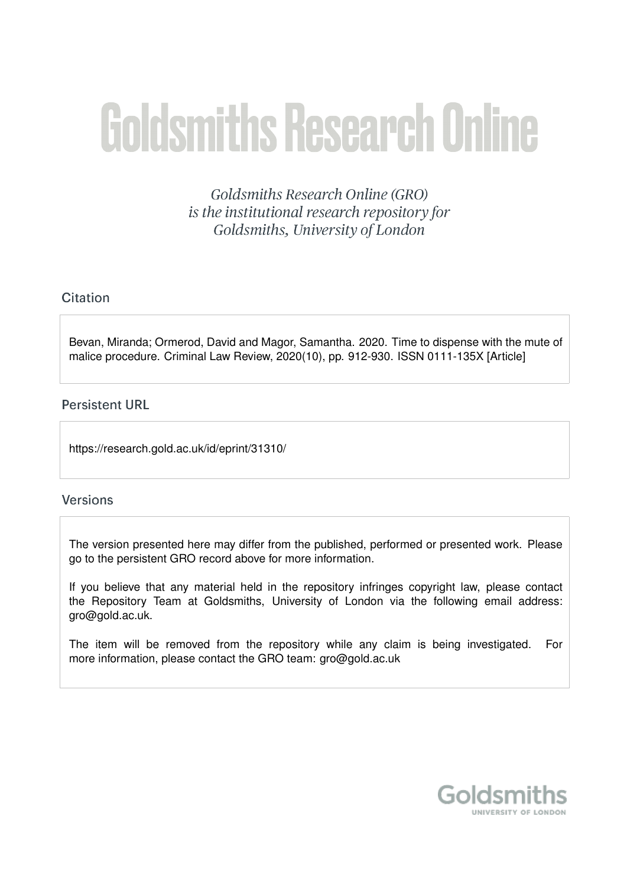# Goldsmiths Research Online

*Goldsmiths Research Online (GRO) is the institutional research repository for Goldsmiths, University of London*

## Citation

Bevan, Miranda; Ormerod, David and Magor, Samantha. 2020. Time to dispense with the mute of malice procedure. Criminal Law Review, 2020(10), pp. 912-930. ISSN 0111-135X [Article]

## Persistent URL

https://research.gold.ac.uk/id/eprint/31310/

## Versions

The version presented here may differ from the published, performed or presented work. Please go to the persistent GRO record above for more information.

If you believe that any material held in the repository infringes copyright law, please contact the Repository Team at Goldsmiths, University of London via the following email address: gro@gold.ac.uk.

The item will be removed from the repository while any claim is being investigated. For more information, please contact the GRO team: gro@gold.ac.uk

Goldsmiths
UNIVERSITY OF LONDON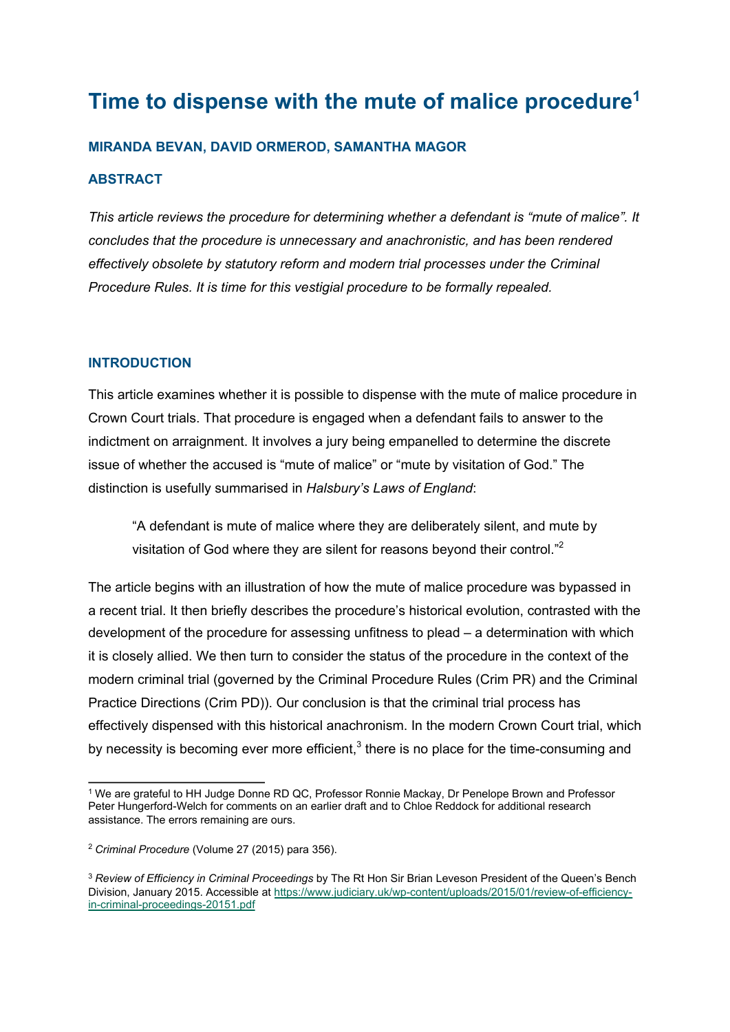# Time to dispense with the mute of malice procedure[1]

**MIRANDA BEVAN, DAVID ORMEROD, SAMANTHA MAGOR**

**ABSTRACT**

*This article reviews the procedure for determining whether a defendant is "mute of malice". It concludes that the procedure is unnecessary and anachronistic, and has been rendered effectively obsolete by statutory reform and modern trial processes under the Criminal Procedure Rules. It is time for this vestigial procedure to be formally repealed.*

**INTRODUCTION**

This article examines whether it is possible to dispense with the mute of malice procedure in Crown Court trials. That procedure is engaged when a defendant fails to answer to the indictment on arraignment. It involves a jury being empanelled to determine the discrete issue of whether the accused is "mute of malice" or "mute by visitation of God." The distinction is usefully summarised in *Halsbury's Laws of England*:

> "A defendant is mute of malice where they are deliberately silent, and mute by visitation of God where they are silent for reasons beyond their control."[2]

The article begins with an illustration of how the mute of malice procedure was bypassed in a recent trial. It then briefly describes the procedure's historical evolution, contrasted with the development of the procedure for assessing unfitness to plead – a determination with which it is closely allied. We then turn to consider the status of the procedure in the context of the modern criminal trial (governed by the Criminal Procedure Rules (Crim PR) and the Criminal Practice Directions (Crim PD)). Our conclusion is that the criminal trial process has effectively dispensed with this historical anachronism. In the modern Crown Court trial, which by necessity is becoming ever more efficient,[3] there is no place for the time-consuming and

---

[1] We are grateful to HH Judge Donne RD QC, Professor Ronnie Mackay, Dr Penelope Brown and Professor Peter Hungerford-Welch for comments on an earlier draft and to Chloe Reddock for additional research assistance. The errors remaining are ours.

[2] *Criminal Procedure* (Volume 27 (2015) para 356).

[3] *Review of Efficiency in Criminal Proceedings* by The Rt Hon Sir Brian Leveson President of the Queen's Bench Division, January 2015. Accessible at https://www.judiciary.uk/wp-content/uploads/2015/01/review-of-efficiency-in-criminal-proceedings-20151.pdf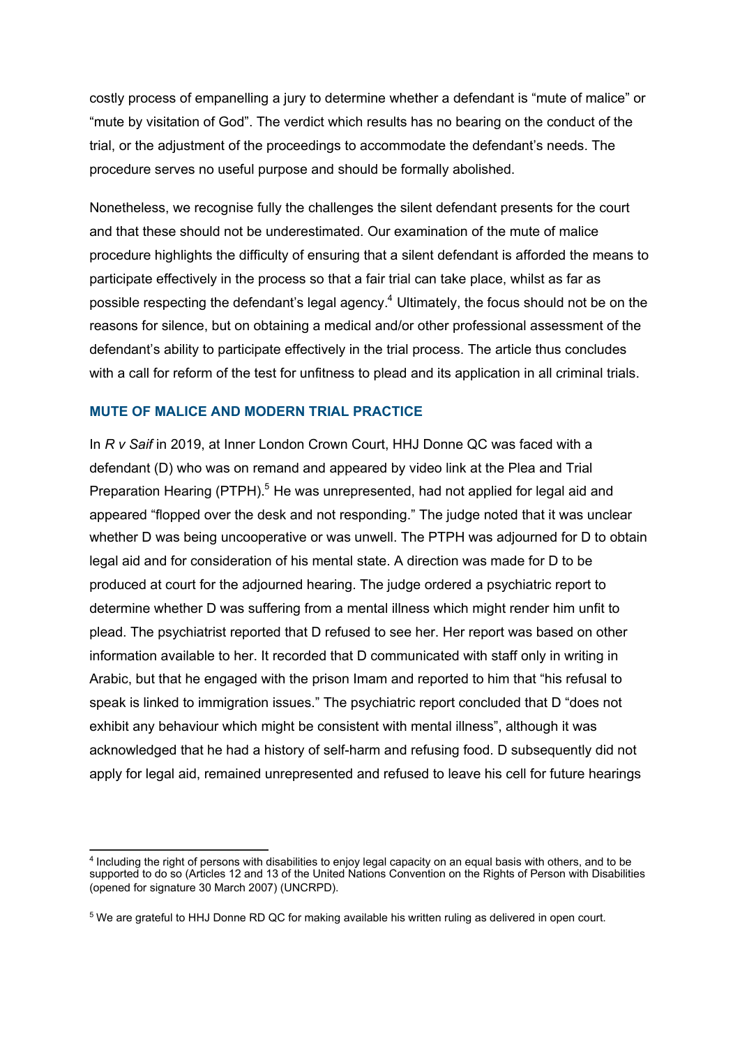costly process of empanelling a jury to determine whether a defendant is "mute of malice" or "mute by visitation of God". The verdict which results has no bearing on the conduct of the trial, or the adjustment of the proceedings to accommodate the defendant's needs. The procedure serves no useful purpose and should be formally abolished.

Nonetheless, we recognise fully the challenges the silent defendant presents for the court and that these should not be underestimated. Our examination of the mute of malice procedure highlights the difficulty of ensuring that a silent defendant is afforded the means to participate effectively in the process so that a fair trial can take place, whilst as far as possible respecting the defendant's legal agency.[4] Ultimately, the focus should not be on the reasons for silence, but on obtaining a medical and/or other professional assessment of the defendant's ability to participate effectively in the trial process. The article thus concludes with a call for reform of the test for unfitness to plead and its application in all criminal trials.

## MUTE OF MALICE AND MODERN TRIAL PRACTICE

In *R v Saif* in 2019, at Inner London Crown Court, HHJ Donne QC was faced with a defendant (D) who was on remand and appeared by video link at the Plea and Trial Preparation Hearing (PTPH).[5] He was unrepresented, had not applied for legal aid and appeared "flopped over the desk and not responding." The judge noted that it was unclear whether D was being uncooperative or was unwell. The PTPH was adjourned for D to obtain legal aid and for consideration of his mental state. A direction was made for D to be produced at court for the adjourned hearing. The judge ordered a psychiatric report to determine whether D was suffering from a mental illness which might render him unfit to plead. The psychiatrist reported that D refused to see her. Her report was based on other information available to her. It recorded that D communicated with staff only in writing in Arabic, but that he engaged with the prison Imam and reported to him that "his refusal to speak is linked to immigration issues." The psychiatric report concluded that D "does not exhibit any behaviour which might be consistent with mental illness", although it was acknowledged that he had a history of self-harm and refusing food. D subsequently did not apply for legal aid, remained unrepresented and refused to leave his cell for future hearings

---

[4] Including the right of persons with disabilities to enjoy legal capacity on an equal basis with others, and to be supported to do so (Articles 12 and 13 of the United Nations Convention on the Rights of Person with Disabilities (opened for signature 30 March 2007) (UNCRPD).

[5] We are grateful to HHJ Donne RD QC for making available his written ruling as delivered in open court.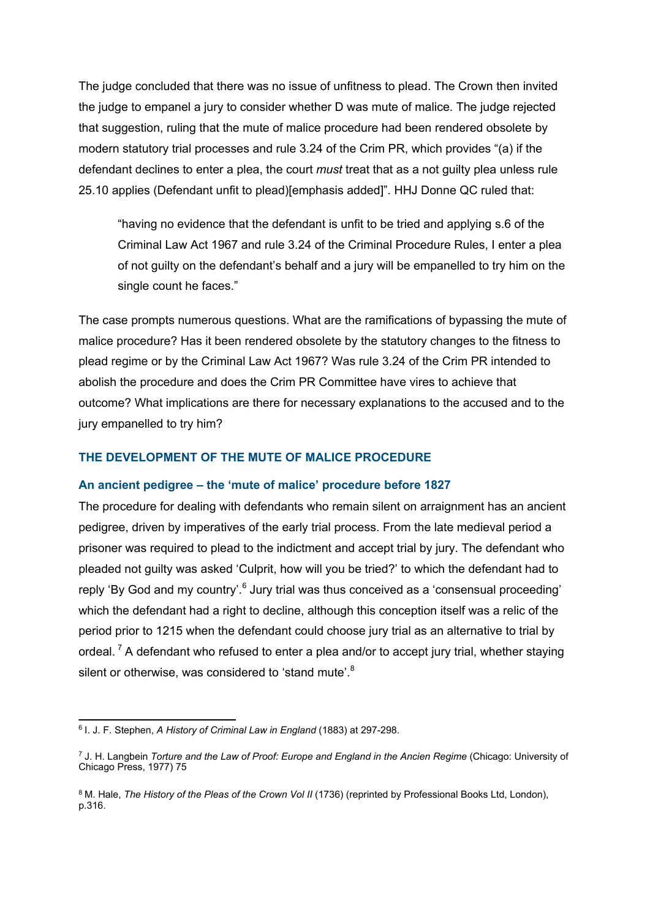The judge concluded that there was no issue of unfitness to plead. The Crown then invited the judge to empanel a jury to consider whether D was mute of malice. The judge rejected that suggestion, ruling that the mute of malice procedure had been rendered obsolete by modern statutory trial processes and rule 3.24 of the Crim PR, which provides "(a) if the defendant declines to enter a plea, the court *must* treat that as a not guilty plea unless rule 25.10 applies (Defendant unfit to plead)[emphasis added]". HHJ Donne QC ruled that:

> "having no evidence that the defendant is unfit to be tried and applying s.6 of the Criminal Law Act 1967 and rule 3.24 of the Criminal Procedure Rules, I enter a plea of not guilty on the defendant's behalf and a jury will be empanelled to try him on the single count he faces."

The case prompts numerous questions. What are the ramifications of bypassing the mute of malice procedure? Has it been rendered obsolete by the statutory changes to the fitness to plead regime or by the Criminal Law Act 1967? Was rule 3.24 of the Crim PR intended to abolish the procedure and does the Crim PR Committee have vires to achieve that outcome? What implications are there for necessary explanations to the accused and to the jury empanelled to try him?

## THE DEVELOPMENT OF THE MUTE OF MALICE PROCEDURE

### An ancient pedigree – the 'mute of malice' procedure before 1827

The procedure for dealing with defendants who remain silent on arraignment has an ancient pedigree, driven by imperatives of the early trial process. From the late medieval period a prisoner was required to plead to the indictment and accept trial by jury. The defendant who pleaded not guilty was asked 'Culprit, how will you be tried?' to which the defendant had to reply 'By God and my country'.[6] Jury trial was thus conceived as a 'consensual proceeding' which the defendant had a right to decline, although this conception itself was a relic of the period prior to 1215 when the defendant could choose jury trial as an alternative to trial by ordeal.[7] A defendant who refused to enter a plea and/or to accept jury trial, whether staying silent or otherwise, was considered to 'stand mute'.[8]

---

[6] I. J. F. Stephen, *A History of Criminal Law in England* (1883) at 297-298.

[7] J. H. Langbein *Torture and the Law of Proof: Europe and England in the Ancien Regime* (Chicago: University of Chicago Press, 1977) 75

[8] M. Hale, *The History of the Pleas of the Crown Vol II* (1736) (reprinted by Professional Books Ltd, London), p.316.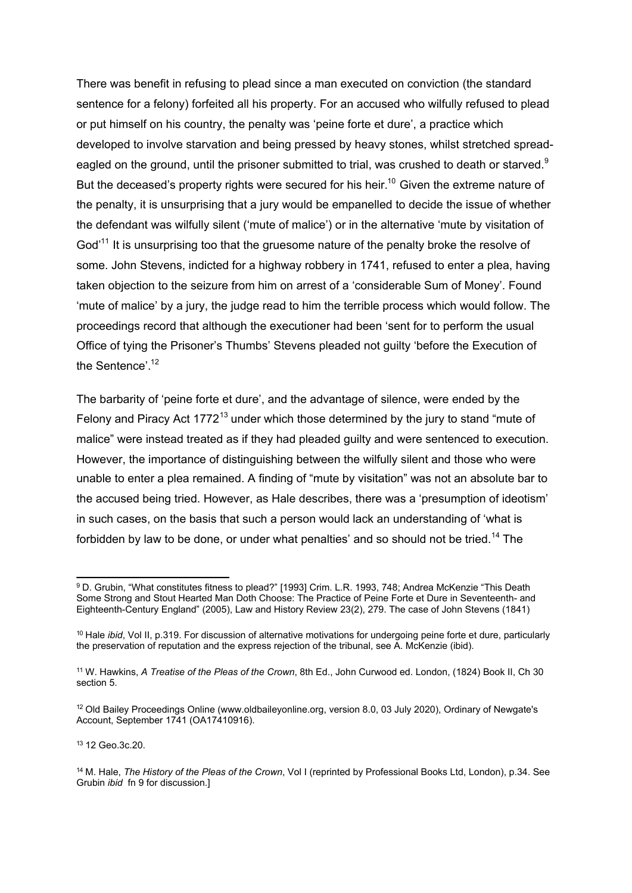There was benefit in refusing to plead since a man executed on conviction (the standard sentence for a felony) forfeited all his property. For an accused who wilfully refused to plead or put himself on his country, the penalty was 'peine forte et dure', a practice which developed to involve starvation and being pressed by heavy stones, whilst stretched spread-eagled on the ground, until the prisoner submitted to trial, was crushed to death or starved.[9] But the deceased's property rights were secured for his heir.[10] Given the extreme nature of the penalty, it is unsurprising that a jury would be empanelled to decide the issue of whether the defendant was wilfully silent ('mute of malice') or in the alternative 'mute by visitation of God'[11] It is unsurprising too that the gruesome nature of the penalty broke the resolve of some. John Stevens, indicted for a highway robbery in 1741, refused to enter a plea, having taken objection to the seizure from him on arrest of a 'considerable Sum of Money'. Found 'mute of malice' by a jury, the judge read to him the terrible process which would follow. The proceedings record that although the executioner had been 'sent for to perform the usual Office of tying the Prisoner's Thumbs' Stevens pleaded not guilty 'before the Execution of the Sentence'.[12]

The barbarity of 'peine forte et dure', and the advantage of silence, were ended by the Felony and Piracy Act 1772[13] under which those determined by the jury to stand "mute of malice" were instead treated as if they had pleaded guilty and were sentenced to execution. However, the importance of distinguishing between the wilfully silent and those who were unable to enter a plea remained. A finding of "mute by visitation" was not an absolute bar to the accused being tried. However, as Hale describes, there was a 'presumption of ideotism' in such cases, on the basis that such a person would lack an understanding of 'what is forbidden by law to be done, or under what penalties' and so should not be tried.[14] The

---

[9] D. Grubin, "What constitutes fitness to plead?" [1993] Crim. L.R. 1993, 748; Andrea McKenzie "This Death Some Strong and Stout Hearted Man Doth Choose: The Practice of Peine Forte et Dure in Seventeenth- and Eighteenth-Century England" (2005), Law and History Review 23(2), 279. The case of John Stevens (1841)

[10] Hale *ibid*, Vol II, p.319. For discussion of alternative motivations for undergoing peine forte et dure, particularly the preservation of reputation and the express rejection of the tribunal, see A. McKenzie (ibid).

[11] W. Hawkins, *A Treatise of the Pleas of the Crown*, 8th Ed., John Curwood ed. London, (1824) Book II, Ch 30 section 5.

[12] Old Bailey Proceedings Online (www.oldbaileyonline.org, version 8.0, 03 July 2020), Ordinary of Newgate's Account, September 1741 (OA17410916).

[13] 12 Geo.3c.20.

[14] M. Hale, *The History of the Pleas of the Crown*, Vol I (reprinted by Professional Books Ltd, London), p.34. See Grubin *ibid* fn 9 for discussion.]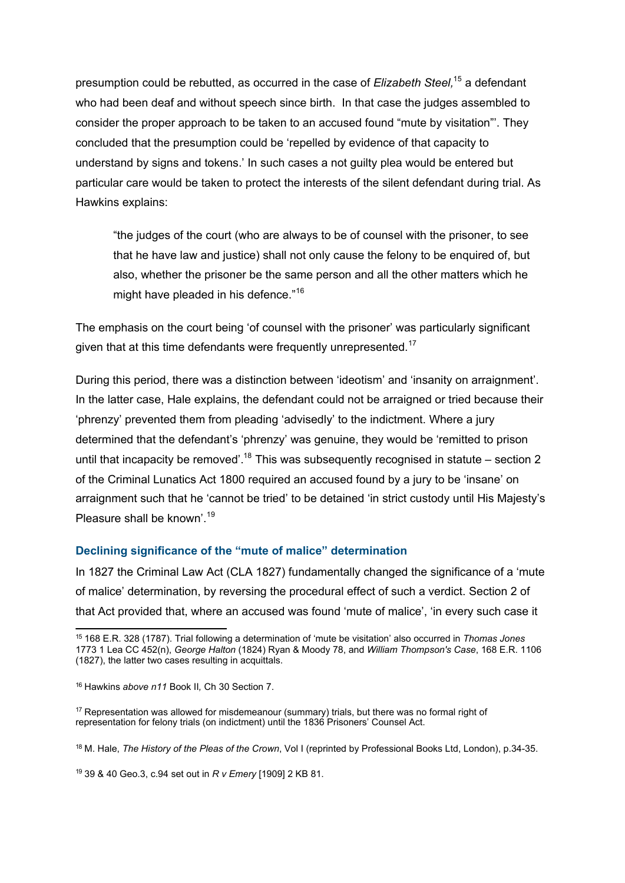presumption could be rebutted, as occurred in the case of *Elizabeth Steel,*[15] a defendant who had been deaf and without speech since birth. In that case the judges assembled to consider the proper approach to be taken to an accused found "mute by visitation"'. They concluded that the presumption could be 'repelled by evidence of that capacity to understand by signs and tokens.' In such cases a not guilty plea would be entered but particular care would be taken to protect the interests of the silent defendant during trial. As Hawkins explains:

> "the judges of the court (who are always to be of counsel with the prisoner, to see that he have law and justice) shall not only cause the felony to be enquired of, but also, whether the prisoner be the same person and all the other matters which he might have pleaded in his defence."[16]

The emphasis on the court being 'of counsel with the prisoner' was particularly significant given that at this time defendants were frequently unrepresented.[17]

During this period, there was a distinction between 'ideotism' and 'insanity on arraignment'. In the latter case, Hale explains, the defendant could not be arraigned or tried because their 'phrenzy' prevented them from pleading 'advisedly' to the indictment. Where a jury determined that the defendant's 'phrenzy' was genuine, they would be 'remitted to prison until that incapacity be removed'.[18] This was subsequently recognised in statute – section 2 of the Criminal Lunatics Act 1800 required an accused found by a jury to be 'insane' on arraignment such that he 'cannot be tried' to be detained 'in strict custody until His Majesty's Pleasure shall be known'.[19]

### Declining significance of the "mute of malice" determination

In 1827 the Criminal Law Act (CLA 1827) fundamentally changed the significance of a 'mute of malice' determination, by reversing the procedural effect of such a verdict. Section 2 of that Act provided that, where an accused was found 'mute of malice', 'in every such case it

---

[15] 168 E.R. 328 (1787). Trial following a determination of 'mute be visitation' also occurred in *Thomas Jones* 1773 1 Lea CC 452(n), *George Halton* (1824) Ryan & Moody 78, and *William Thompson's Case*, 168 E.R. 1106 (1827), the latter two cases resulting in acquittals.

[16] Hawkins *above n11* Book II*,* Ch 30 Section 7.

[17] Representation was allowed for misdemeanour (summary) trials, but there was no formal right of representation for felony trials (on indictment) until the 1836 Prisoners' Counsel Act.

[18] M. Hale, *The History of the Pleas of the Crown*, Vol I (reprinted by Professional Books Ltd, London), p.34-35.

[19] 39 & 40 Geo.3, c.94 set out in *R v Emery* [1909] 2 KB 81.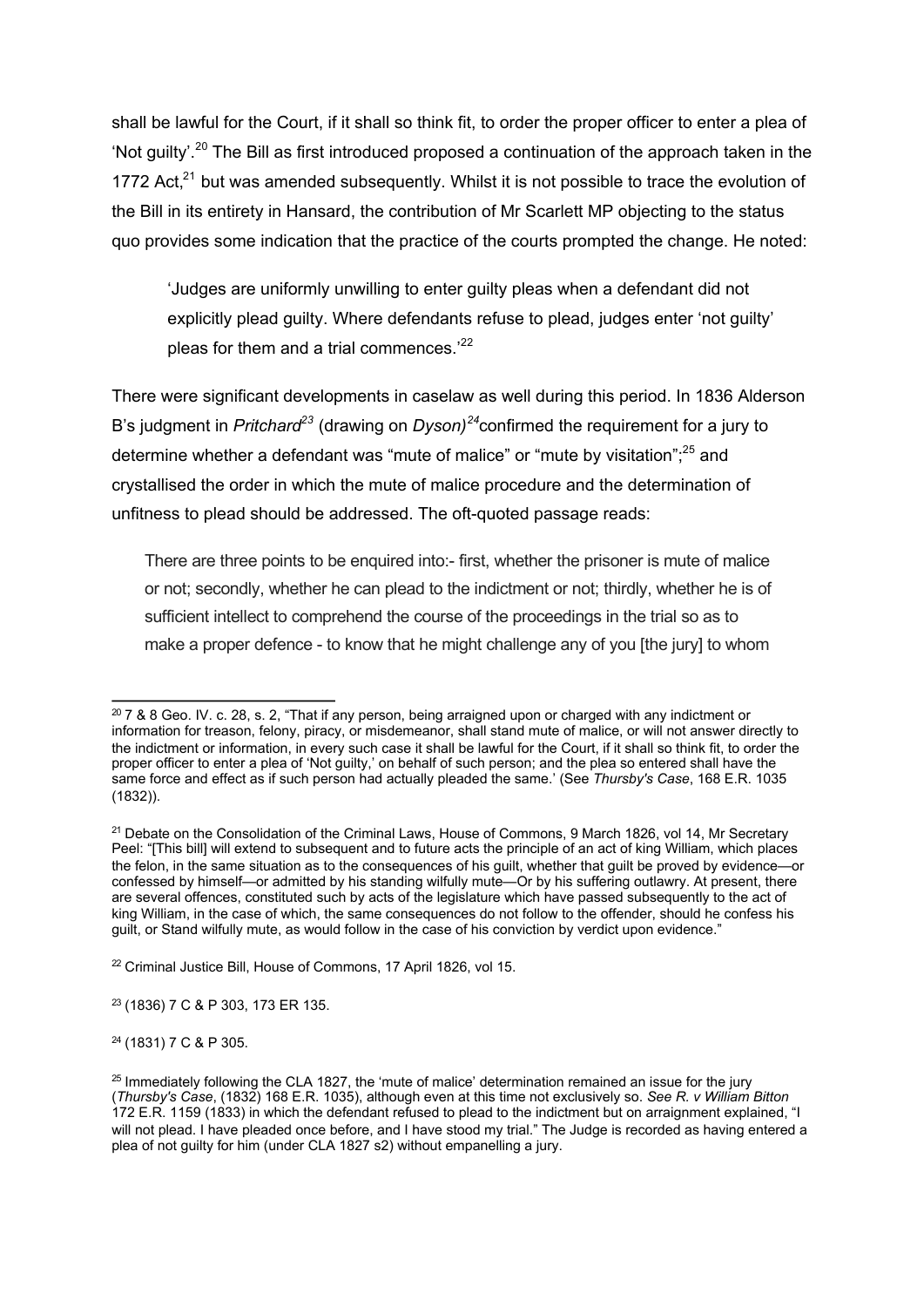shall be lawful for the Court, if it shall so think fit, to order the proper officer to enter a plea of 'Not guilty'.[20] The Bill as first introduced proposed a continuation of the approach taken in the 1772 Act,[21] but was amended subsequently. Whilst it is not possible to trace the evolution of the Bill in its entirety in Hansard, the contribution of Mr Scarlett MP objecting to the status quo provides some indication that the practice of the courts prompted the change. He noted:

> 'Judges are uniformly unwilling to enter guilty pleas when a defendant did not explicitly plead guilty. Where defendants refuse to plead, judges enter 'not guilty' pleas for them and a trial commences.'[22]

There were significant developments in caselaw as well during this period. In 1836 Alderson B's judgment in *Pritchard*[23] (drawing on *Dyson)*[24]confirmed the requirement for a jury to determine whether a defendant was "mute of malice" or "mute by visitation";[25] and crystallised the order in which the mute of malice procedure and the determination of unfitness to plead should be addressed. The oft-quoted passage reads:

> There are three points to be enquired into:- first, whether the prisoner is mute of malice or not; secondly, whether he can plead to the indictment or not; thirdly, whether he is of sufficient intellect to comprehend the course of the proceedings in the trial so as to make a proper defence - to know that he might challenge any of you [the jury] to whom

---

[20] 7 & 8 Geo. IV. c. 28, s. 2, "That if any person, being arraigned upon or charged with any indictment or information for treason, felony, piracy, or misdemeanor, shall stand mute of malice, or will not answer directly to the indictment or information, in every such case it shall be lawful for the Court, if it shall so think fit, to order the proper officer to enter a plea of 'Not guilty,' on behalf of such person; and the plea so entered shall have the same force and effect as if such person had actually pleaded the same.' (See *Thursby's Case*, 168 E.R. 1035 (1832)).

[21] Debate on the Consolidation of the Criminal Laws, House of Commons, 9 March 1826, vol 14, Mr Secretary Peel: "[This bill] will extend to subsequent and to future acts the principle of an act of king William, which places the felon, in the same situation as to the consequences of his guilt, whether that guilt be proved by evidence—or confessed by himself—or admitted by his standing wilfully mute—Or by his suffering outlawry. At present, there are several offences, constituted such by acts of the legislature which have passed subsequently to the act of king William, in the case of which, the same consequences do not follow to the offender, should he confess his guilt, or Stand wilfully mute, as would follow in the case of his conviction by verdict upon evidence."

[22] Criminal Justice Bill, House of Commons, 17 April 1826, vol 15.

[23] (1836) 7 C & P 303, 173 ER 135.

[24] (1831) 7 C & P 305.

[25] Immediately following the CLA 1827, the 'mute of malice' determination remained an issue for the jury (*Thursby's Case*, (1832) 168 E.R. 1035), although even at this time not exclusively so. *See R. v William Bitton* 172 E.R. 1159 (1833) in which the defendant refused to plead to the indictment but on arraignment explained, "I will not plead. I have pleaded once before, and I have stood my trial." The Judge is recorded as having entered a plea of not guilty for him (under CLA 1827 s2) without empanelling a jury.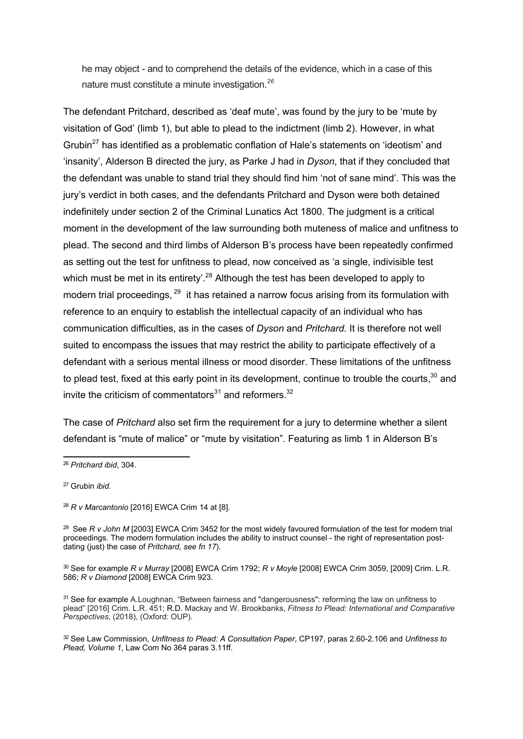he may object - and to comprehend the details of the evidence, which in a case of this nature must constitute a minute investigation.[26]

The defendant Pritchard, described as 'deaf mute', was found by the jury to be 'mute by visitation of God' (limb 1), but able to plead to the indictment (limb 2). However, in what Grubin[27] has identified as a problematic conflation of Hale's statements on 'ideotism' and 'insanity', Alderson B directed the jury, as Parke J had in *Dyson*, that if they concluded that the defendant was unable to stand trial they should find him 'not of sane mind'. This was the jury's verdict in both cases, and the defendants Pritchard and Dyson were both detained indefinitely under section 2 of the Criminal Lunatics Act 1800. The judgment is a critical moment in the development of the law surrounding both muteness of malice and unfitness to plead. The second and third limbs of Alderson B's process have been repeatedly confirmed as setting out the test for unfitness to plead, now conceived as 'a single, indivisible test which must be met in its entirety'.[28] Although the test has been developed to apply to modern trial proceedings,[29] it has retained a narrow focus arising from its formulation with reference to an enquiry to establish the intellectual capacity of an individual who has communication difficulties, as in the cases of *Dyson* and *Pritchard.* It is therefore not well suited to encompass the issues that may restrict the ability to participate effectively of a defendant with a serious mental illness or mood disorder. These limitations of the unfitness to plead test, fixed at this early point in its development, continue to trouble the courts,[30] and invite the criticism of commentators[31] and reformers.[32]

The case of *Pritchard* also set firm the requirement for a jury to determine whether a silent defendant is "mute of malice" or "mute by visitation". Featuring as limb 1 in Alderson B's

---

[26] *Pritchard ibid*, 304.

[27] Grubin *ibid*.

[28] *R v Marcantonio* [2016] EWCA Crim 14 at [8].

[29] See *R v John M* [2003] EWCA Crim 3452 for the most widely favoured formulation of the test for modern trial proceedings. The modern formulation includes the ability to instruct counsel - the right of representation post-dating (just) the case of *Pritchard, see fn 17*).

[30] See for example *R v Murray* [2008] EWCA Crim 1792; *R v Moyle* [2008] EWCA Crim 3059, [2009] Crim. L.R. 586; *R v Diamond* [2008] EWCA Crim 923.

[31] See for example A.Loughnan, "Between fairness and "dangerousness": reforming the law on unfitness to plead" [2016] Crim. L.R. 451; R.D. Mackay and W. Brookbanks, *Fitness to Plead: International and Comparative Perspectives*, (2018), (Oxford: OUP).

[32] See Law Commission, *Unfitness to Plead: A Consultation Paper*, CP197, paras 2.60-2.106 and *Unfitness to Plead, Volume 1*, Law Com No 364 paras 3.11ff.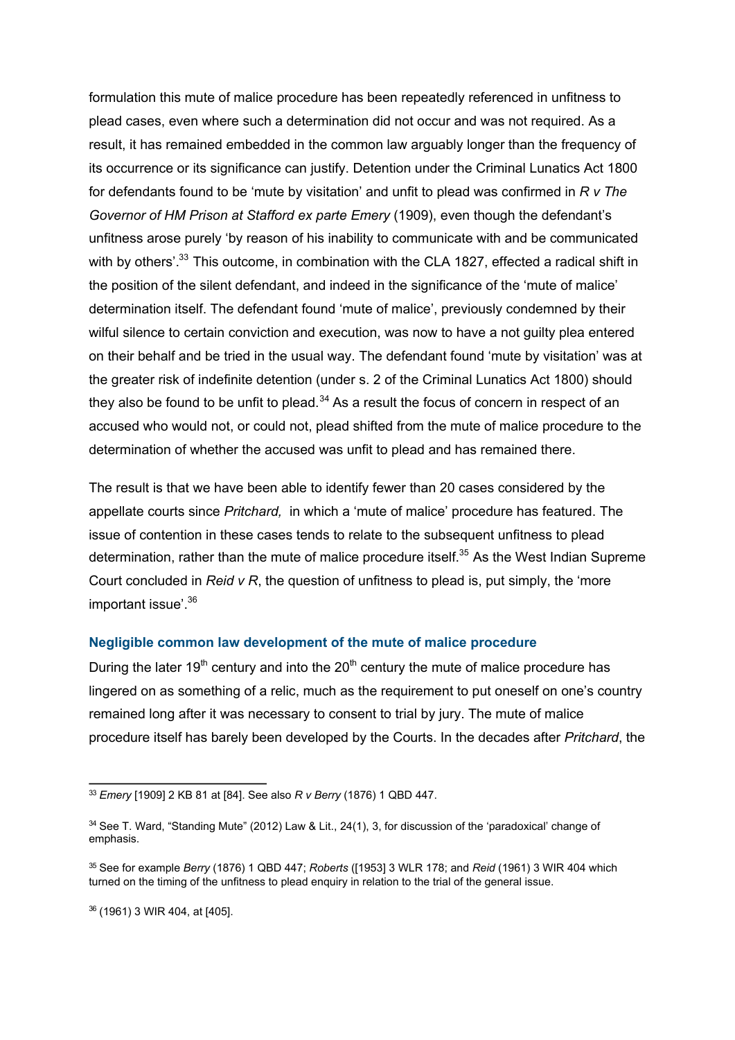formulation this mute of malice procedure has been repeatedly referenced in unfitness to plead cases, even where such a determination did not occur and was not required. As a result, it has remained embedded in the common law arguably longer than the frequency of its occurrence or its significance can justify. Detention under the Criminal Lunatics Act 1800 for defendants found to be 'mute by visitation' and unfit to plead was confirmed in *R v The Governor of HM Prison at Stafford ex parte Emery* (1909), even though the defendant's unfitness arose purely 'by reason of his inability to communicate with and be communicated with by others'.[33] This outcome, in combination with the CLA 1827, effected a radical shift in the position of the silent defendant, and indeed in the significance of the 'mute of malice' determination itself. The defendant found 'mute of malice', previously condemned by their wilful silence to certain conviction and execution, was now to have a not guilty plea entered on their behalf and be tried in the usual way. The defendant found 'mute by visitation' was at the greater risk of indefinite detention (under s. 2 of the Criminal Lunatics Act 1800) should they also be found to be unfit to plead.[34] As a result the focus of concern in respect of an accused who would not, or could not, plead shifted from the mute of malice procedure to the determination of whether the accused was unfit to plead and has remained there.

The result is that we have been able to identify fewer than 20 cases considered by the appellate courts since *Pritchard,* in which a 'mute of malice' procedure has featured. The issue of contention in these cases tends to relate to the subsequent unfitness to plead determination, rather than the mute of malice procedure itself.[35] As the West Indian Supreme Court concluded in *Reid v R*, the question of unfitness to plead is, put simply, the 'more important issue'.[36]

### Negligible common law development of the mute of malice procedure

During the later 19th century and into the 20th century the mute of malice procedure has lingered on as something of a relic, much as the requirement to put oneself on one's country remained long after it was necessary to consent to trial by jury. The mute of malice procedure itself has barely been developed by the Courts. In the decades after *Pritchard*, the

---

[33] *Emery* [1909] 2 KB 81 at [84]. See also *R v Berry* (1876) 1 QBD 447.

[34] See T. Ward, "Standing Mute" (2012) Law & Lit., 24(1), 3, for discussion of the 'paradoxical' change of emphasis.

[35] See for example *Berry* (1876) 1 QBD 447; *Roberts* ([1953] 3 WLR 178; and *Reid* (1961) 3 WIR 404 which turned on the timing of the unfitness to plead enquiry in relation to the trial of the general issue.

[36] (1961) 3 WIR 404, at [405].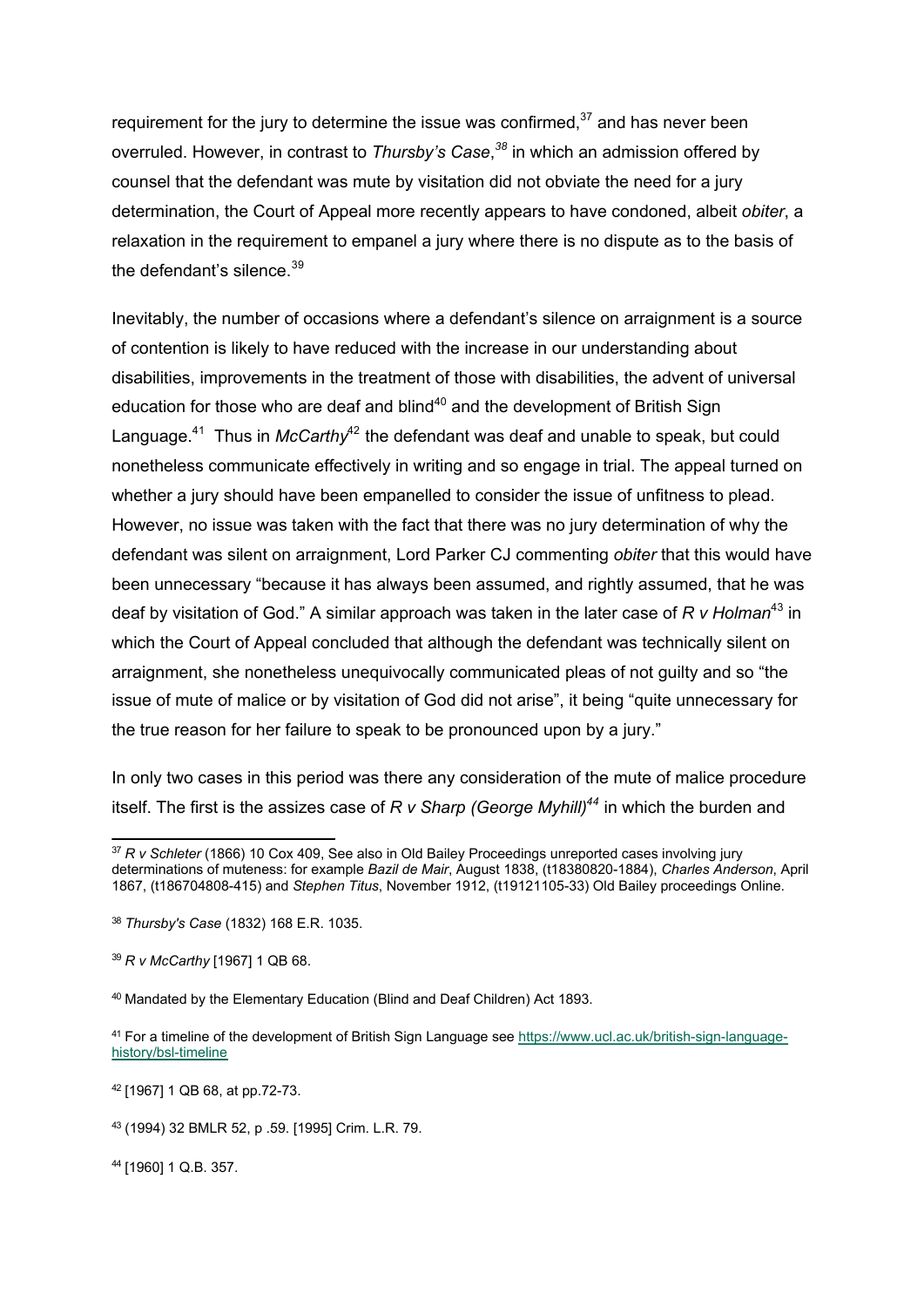requirement for the jury to determine the issue was confirmed,[37] and has never been overruled. However, in contrast to *Thursby's Case*,[38] in which an admission offered by counsel that the defendant was mute by visitation did not obviate the need for a jury determination, the Court of Appeal more recently appears to have condoned, albeit *obiter*, a relaxation in the requirement to empanel a jury where there is no dispute as to the basis of the defendant's silence.[39]

Inevitably, the number of occasions where a defendant's silence on arraignment is a source of contention is likely to have reduced with the increase in our understanding about disabilities, improvements in the treatment of those with disabilities, the advent of universal education for those who are deaf and blind[40] and the development of British Sign Language.[41] Thus in *McCarthy*[42] the defendant was deaf and unable to speak, but could nonetheless communicate effectively in writing and so engage in trial. The appeal turned on whether a jury should have been empanelled to consider the issue of unfitness to plead. However, no issue was taken with the fact that there was no jury determination of why the defendant was silent on arraignment, Lord Parker CJ commenting *obiter* that this would have been unnecessary "because it has always been assumed, and rightly assumed, that he was deaf by visitation of God." A similar approach was taken in the later case of *R v Holman*[43] in which the Court of Appeal concluded that although the defendant was technically silent on arraignment, she nonetheless unequivocally communicated pleas of not guilty and so "the issue of mute of malice or by visitation of God did not arise", it being "quite unnecessary for the true reason for her failure to speak to be pronounced upon by a jury."

In only two cases in this period was there any consideration of the mute of malice procedure itself. The first is the assizes case of *R v Sharp (George Myhill)*[44] in which the burden and

---

[37] *R v Schleter* (1866) 10 Cox 409, See also in Old Bailey Proceedings unreported cases involving jury determinations of muteness: for example *Bazil de Mair*, August 1838, (t18380820-1884), *Charles Anderson*, April 1867, (t186704808-415) and *Stephen Titus*, November 1912, (t19121105-33) Old Bailey proceedings Online.

[38] *Thursby's Case* (1832) 168 E.R. 1035.

[39] *R v McCarthy* [1967] 1 QB 68.

[40] Mandated by the Elementary Education (Blind and Deaf Children) Act 1893.

[41] For a timeline of the development of British Sign Language see https://www.ucl.ac.uk/british-sign-language-history/bsl-timeline

[42] [1967] 1 QB 68, at pp.72-73.

[43] (1994) 32 BMLR 52, p .59. [1995] Crim. L.R. 79.

[44] [1960] 1 Q.B. 357.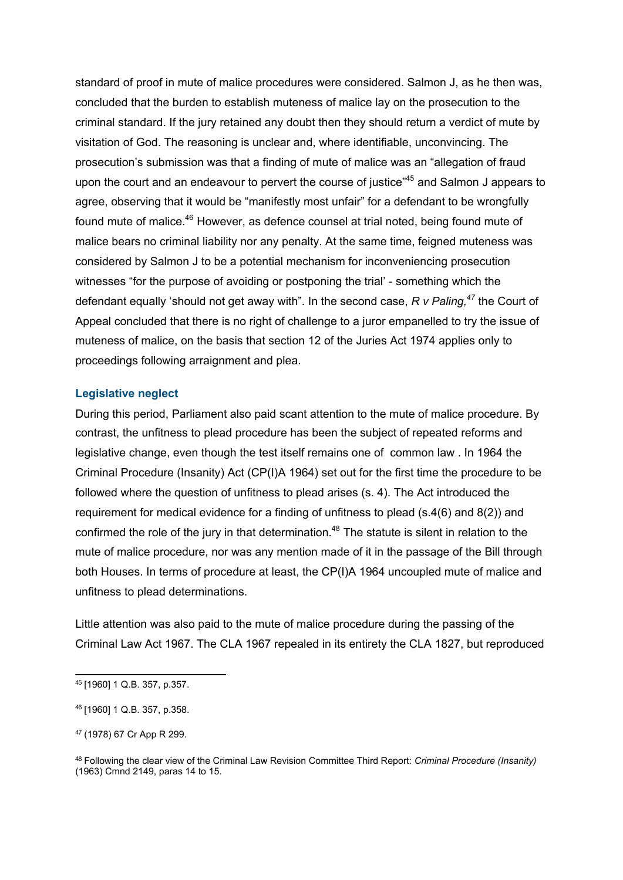standard of proof in mute of malice procedures were considered. Salmon J, as he then was, concluded that the burden to establish muteness of malice lay on the prosecution to the criminal standard. If the jury retained any doubt then they should return a verdict of mute by visitation of God. The reasoning is unclear and, where identifiable, unconvincing. The prosecution's submission was that a finding of mute of malice was an "allegation of fraud upon the court and an endeavour to pervert the course of justice"[45] and Salmon J appears to agree, observing that it would be "manifestly most unfair" for a defendant to be wrongfully found mute of malice.[46] However, as defence counsel at trial noted, being found mute of malice bears no criminal liability nor any penalty. At the same time, feigned muteness was considered by Salmon J to be a potential mechanism for inconveniencing prosecution witnesses "for the purpose of avoiding or postponing the trial' - something which the defendant equally 'should not get away with". In the second case, *R v Paling,*[47] the Court of Appeal concluded that there is no right of challenge to a juror empanelled to try the issue of muteness of malice, on the basis that section 12 of the Juries Act 1974 applies only to proceedings following arraignment and plea.

### Legislative neglect

During this period, Parliament also paid scant attention to the mute of malice procedure. By contrast, the unfitness to plead procedure has been the subject of repeated reforms and legislative change, even though the test itself remains one of common law . In 1964 the Criminal Procedure (Insanity) Act (CP(I)A 1964) set out for the first time the procedure to be followed where the question of unfitness to plead arises (s. 4). The Act introduced the requirement for medical evidence for a finding of unfitness to plead (s.4(6) and 8(2)) and confirmed the role of the jury in that determination.[48] The statute is silent in relation to the mute of malice procedure, nor was any mention made of it in the passage of the Bill through both Houses. In terms of procedure at least, the CP(I)A 1964 uncoupled mute of malice and unfitness to plead determinations.

Little attention was also paid to the mute of malice procedure during the passing of the Criminal Law Act 1967. The CLA 1967 repealed in its entirety the CLA 1827, but reproduced

---

[45] [1960] 1 Q.B. 357, p.357.

[46] [1960] 1 Q.B. 357, p.358.

[47] (1978) 67 Cr App R 299.

[48] Following the clear view of the Criminal Law Revision Committee Third Report: *Criminal Procedure (Insanity)* (1963) Cmnd 2149, paras 14 to 15.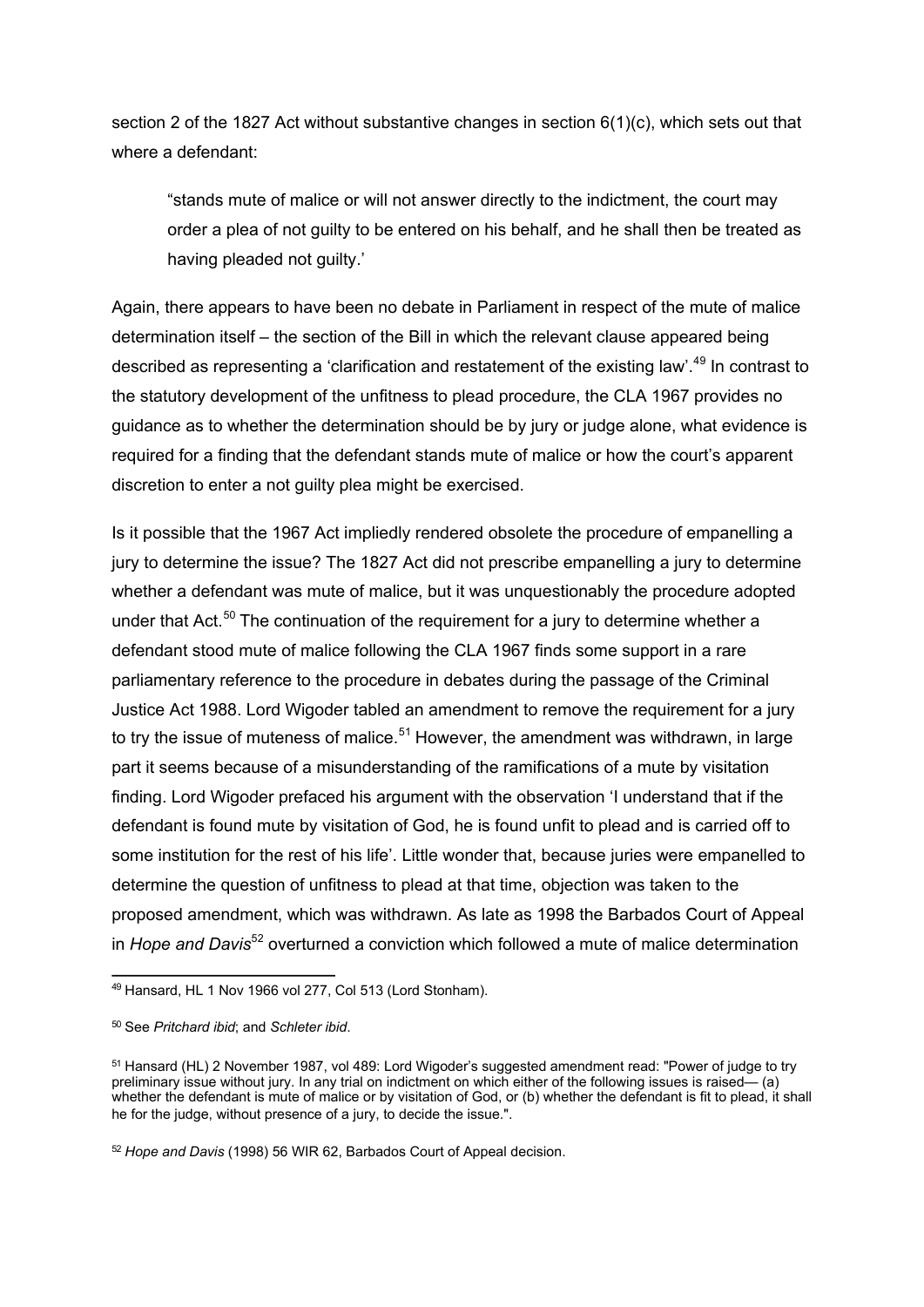section 2 of the 1827 Act without substantive changes in section 6(1)(c), which sets out that where a defendant:

> "stands mute of malice or will not answer directly to the indictment, the court may order a plea of not guilty to be entered on his behalf, and he shall then be treated as having pleaded not guilty.'

Again, there appears to have been no debate in Parliament in respect of the mute of malice determination itself – the section of the Bill in which the relevant clause appeared being described as representing a 'clarification and restatement of the existing law'.[49] In contrast to the statutory development of the unfitness to plead procedure, the CLA 1967 provides no guidance as to whether the determination should be by jury or judge alone, what evidence is required for a finding that the defendant stands mute of malice or how the court's apparent discretion to enter a not guilty plea might be exercised.

Is it possible that the 1967 Act impliedly rendered obsolete the procedure of empanelling a jury to determine the issue? The 1827 Act did not prescribe empanelling a jury to determine whether a defendant was mute of malice, but it was unquestionably the procedure adopted under that Act.[50] The continuation of the requirement for a jury to determine whether a defendant stood mute of malice following the CLA 1967 finds some support in a rare parliamentary reference to the procedure in debates during the passage of the Criminal Justice Act 1988. Lord Wigoder tabled an amendment to remove the requirement for a jury to try the issue of muteness of malice.[51] However, the amendment was withdrawn, in large part it seems because of a misunderstanding of the ramifications of a mute by visitation finding. Lord Wigoder prefaced his argument with the observation 'I understand that if the defendant is found mute by visitation of God, he is found unfit to plead and is carried off to some institution for the rest of his life'. Little wonder that, because juries were empanelled to determine the question of unfitness to plead at that time, objection was taken to the proposed amendment, which was withdrawn. As late as 1998 the Barbados Court of Appeal in *Hope and Davis*[52] overturned a conviction which followed a mute of malice determination

---

[49] Hansard, HL 1 Nov 1966 vol 277, Col 513 (Lord Stonham).

[50] See *Pritchard ibid*; and *Schleter ibid*.

[51] Hansard (HL) 2 November 1987, vol 489: Lord Wigoder's suggested amendment read: "Power of judge to try preliminary issue without jury. In any trial on indictment on which either of the following issues is raised— (a) whether the defendant is mute of malice or by visitation of God, or (b) whether the defendant is fit to plead, it shall he for the judge, without presence of a jury, to decide the issue.".

[52] *Hope and Davis* (1998) 56 WIR 62, Barbados Court of Appeal decision.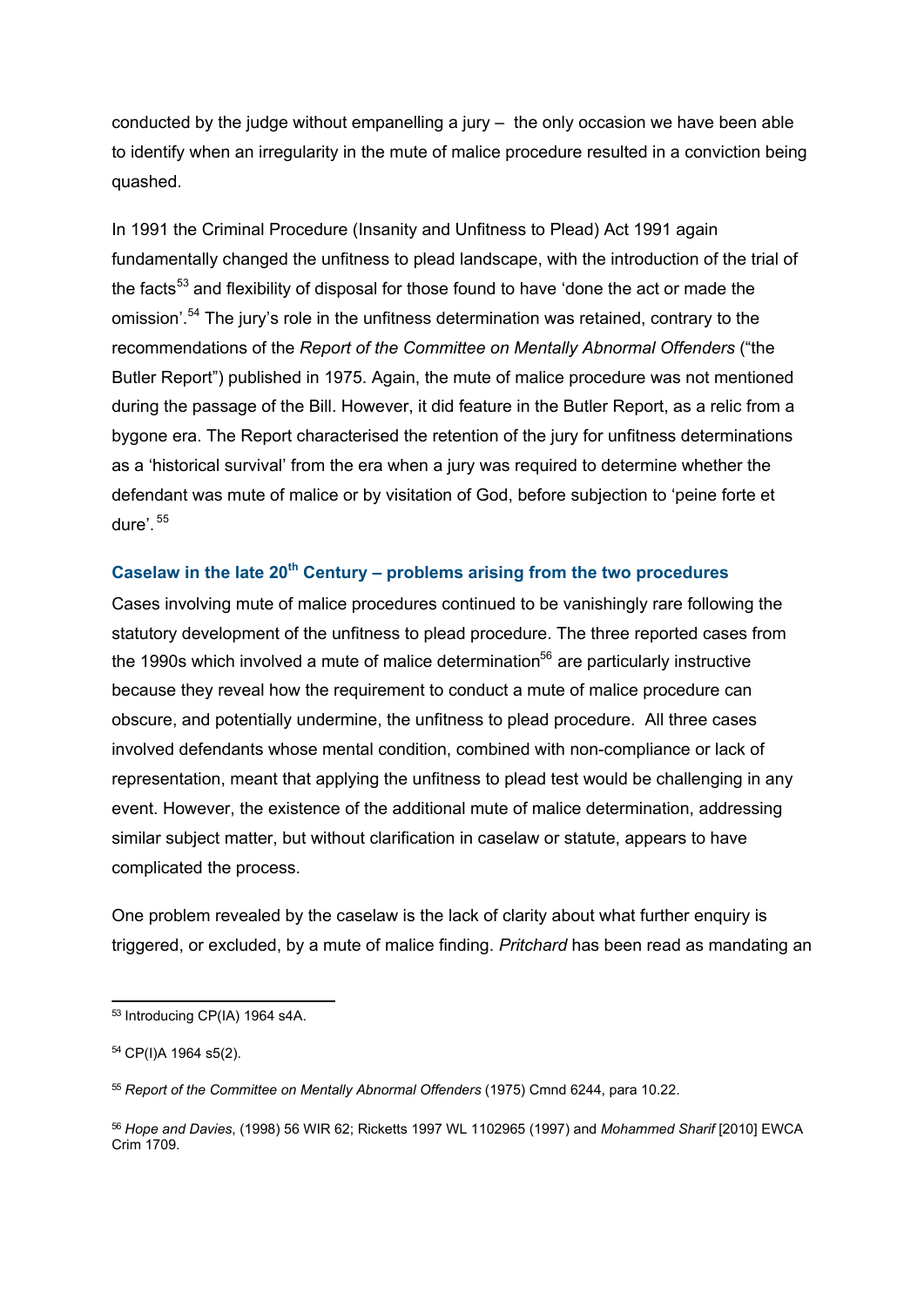conducted by the judge without empanelling a jury – the only occasion we have been able to identify when an irregularity in the mute of malice procedure resulted in a conviction being quashed.

In 1991 the Criminal Procedure (Insanity and Unfitness to Plead) Act 1991 again fundamentally changed the unfitness to plead landscape, with the introduction of the trial of the facts[53] and flexibility of disposal for those found to have 'done the act or made the omission'.[54] The jury's role in the unfitness determination was retained, contrary to the recommendations of the *Report of the Committee on Mentally Abnormal Offenders* ("the Butler Report") published in 1975. Again, the mute of malice procedure was not mentioned during the passage of the Bill. However, it did feature in the Butler Report, as a relic from a bygone era. The Report characterised the retention of the jury for unfitness determinations as a 'historical survival' from the era when a jury was required to determine whether the defendant was mute of malice or by visitation of God, before subjection to 'peine forte et dure'.[55]

### Caselaw in the late 20th Century – problems arising from the two procedures

Cases involving mute of malice procedures continued to be vanishingly rare following the statutory development of the unfitness to plead procedure. The three reported cases from the 1990s which involved a mute of malice determination[56] are particularly instructive because they reveal how the requirement to conduct a mute of malice procedure can obscure, and potentially undermine, the unfitness to plead procedure. All three cases involved defendants whose mental condition, combined with non-compliance or lack of representation, meant that applying the unfitness to plead test would be challenging in any event. However, the existence of the additional mute of malice determination, addressing similar subject matter, but without clarification in caselaw or statute, appears to have complicated the process.

One problem revealed by the caselaw is the lack of clarity about what further enquiry is triggered, or excluded, by a mute of malice finding. *Pritchard* has been read as mandating an

---

[53] Introducing CP(IA) 1964 s4A.

[54] CP(I)A 1964 s5(2).

[55] *Report of the Committee on Mentally Abnormal Offenders* (1975) Cmnd 6244, para 10.22.

[56] *Hope and Davies*, (1998) 56 WIR 62; Ricketts 1997 WL 1102965 (1997) and *Mohammed Sharif* [2010] EWCA Crim 1709.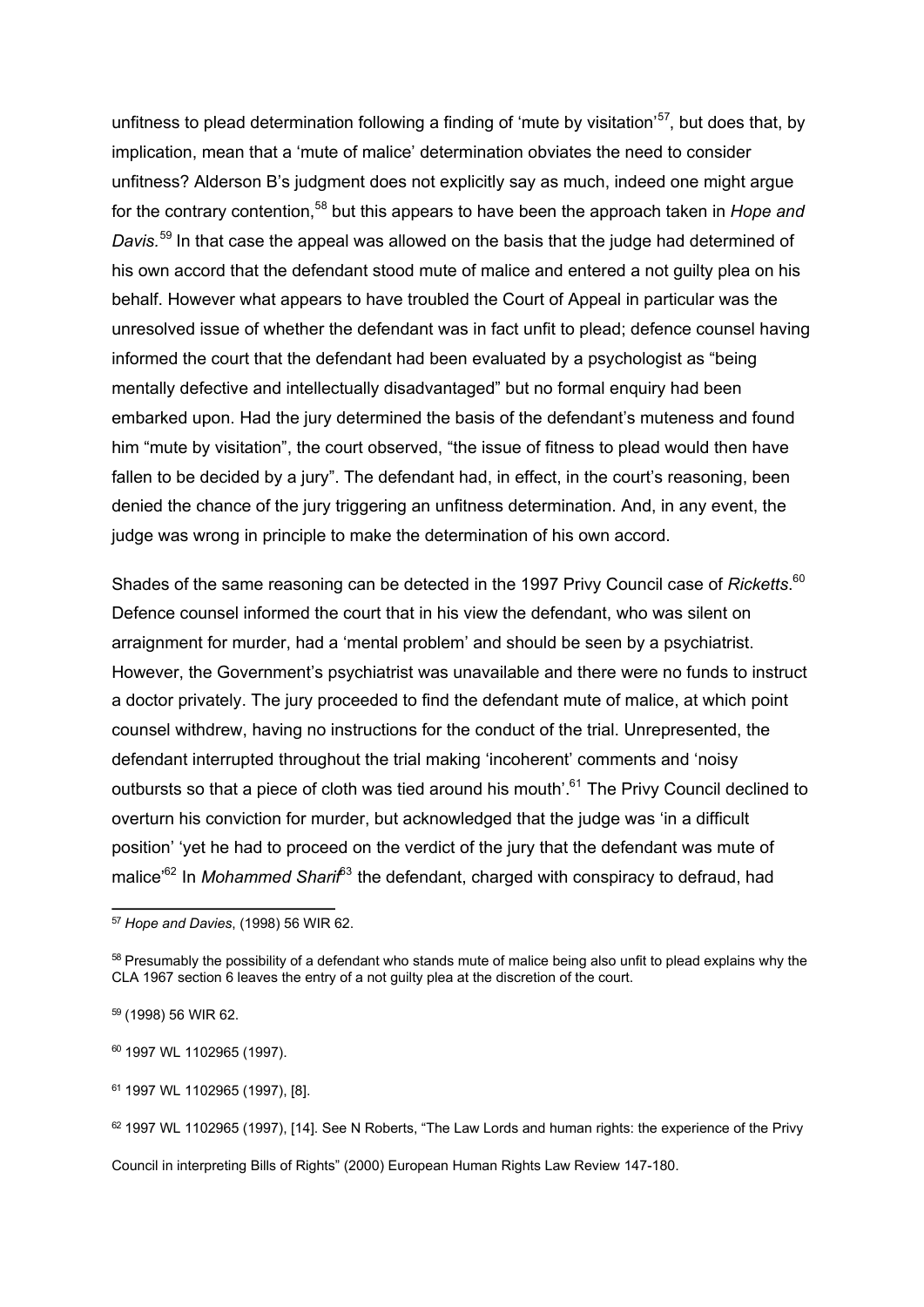unfitness to plead determination following a finding of 'mute by visitation'[57], but does that, by implication, mean that a 'mute of malice' determination obviates the need to consider unfitness? Alderson B's judgment does not explicitly say as much, indeed one might argue for the contrary contention,[58] but this appears to have been the approach taken in *Hope and Davis*.[59] In that case the appeal was allowed on the basis that the judge had determined of his own accord that the defendant stood mute of malice and entered a not guilty plea on his behalf. However what appears to have troubled the Court of Appeal in particular was the unresolved issue of whether the defendant was in fact unfit to plead; defence counsel having informed the court that the defendant had been evaluated by a psychologist as "being mentally defective and intellectually disadvantaged" but no formal enquiry had been embarked upon. Had the jury determined the basis of the defendant's muteness and found him "mute by visitation", the court observed, "the issue of fitness to plead would then have fallen to be decided by a jury". The defendant had, in effect, in the court's reasoning, been denied the chance of the jury triggering an unfitness determination. And, in any event, the judge was wrong in principle to make the determination of his own accord.

Shades of the same reasoning can be detected in the 1997 Privy Council case of *Ricketts*.[60] Defence counsel informed the court that in his view the defendant, who was silent on arraignment for murder, had a 'mental problem' and should be seen by a psychiatrist. However, the Government's psychiatrist was unavailable and there were no funds to instruct a doctor privately. The jury proceeded to find the defendant mute of malice, at which point counsel withdrew, having no instructions for the conduct of the trial. Unrepresented, the defendant interrupted throughout the trial making 'incoherent' comments and 'noisy outbursts so that a piece of cloth was tied around his mouth'.[61] The Privy Council declined to overturn his conviction for murder, but acknowledged that the judge was 'in a difficult position' 'yet he had to proceed on the verdict of the jury that the defendant was mute of malice'[62] In *Mohammed Sharif*[63] the defendant, charged with conspiracy to defraud, had

---

[57] *Hope and Davies*, (1998) 56 WIR 62.

[58] Presumably the possibility of a defendant who stands mute of malice being also unfit to plead explains why the CLA 1967 section 6 leaves the entry of a not guilty plea at the discretion of the court.

[59] (1998) 56 WIR 62.

[60] 1997 WL 1102965 (1997).

[61] 1997 WL 1102965 (1997), [8].

[62] 1997 WL 1102965 (1997), [14]. See N Roberts, "The Law Lords and human rights: the experience of the Privy Council in interpreting Bills of Rights" (2000) European Human Rights Law Review 147-180.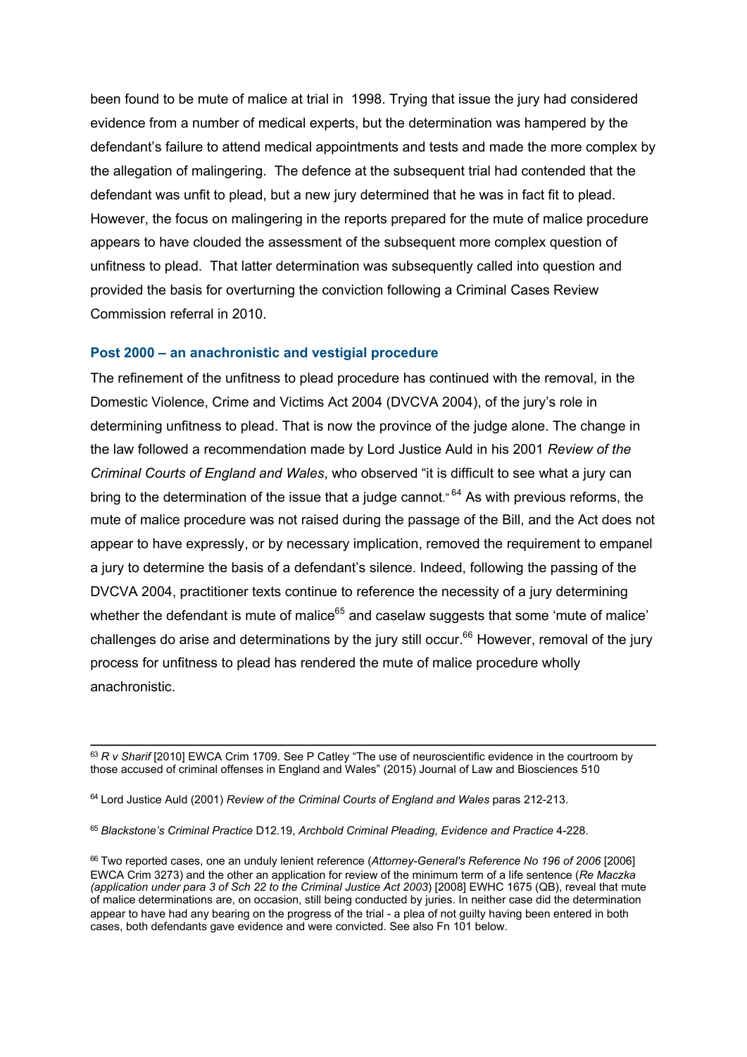been found to be mute of malice at trial in 1998. Trying that issue the jury had considered evidence from a number of medical experts, but the determination was hampered by the defendant's failure to attend medical appointments and tests and made the more complex by the allegation of malingering. The defence at the subsequent trial had contended that the defendant was unfit to plead, but a new jury determined that he was in fact fit to plead. However, the focus on malingering in the reports prepared for the mute of malice procedure appears to have clouded the assessment of the subsequent more complex question of unfitness to plead. That latter determination was subsequently called into question and provided the basis for overturning the conviction following a Criminal Cases Review Commission referral in 2010.

### Post 2000 – an anachronistic and vestigial procedure

The refinement of the unfitness to plead procedure has continued with the removal, in the Domestic Violence, Crime and Victims Act 2004 (DVCVA 2004), of the jury's role in determining unfitness to plead. That is now the province of the judge alone. The change in the law followed a recommendation made by Lord Justice Auld in his 2001 *Review of the Criminal Courts of England and Wales*, who observed "it is difficult to see what a jury can bring to the determination of the issue that a judge cannot."[64] As with previous reforms, the mute of malice procedure was not raised during the passage of the Bill, and the Act does not appear to have expressly, or by necessary implication, removed the requirement to empanel a jury to determine the basis of a defendant's silence. Indeed, following the passing of the DVCVA 2004, practitioner texts continue to reference the necessity of a jury determining whether the defendant is mute of malice[65] and caselaw suggests that some 'mute of malice' challenges do arise and determinations by the jury still occur.[66] However, removal of the jury process for unfitness to plead has rendered the mute of malice procedure wholly anachronistic.

---

[63] *R v Sharif* [2010] EWCA Crim 1709. See P Catley "The use of neuroscientific evidence in the courtroom by those accused of criminal offenses in England and Wales" (2015) Journal of Law and Biosciences 510

[64] Lord Justice Auld (2001) *Review of the Criminal Courts of England and Wales* paras 212-213.

[65] *Blackstone's Criminal Practice* D12.19, *Archbold Criminal Pleading, Evidence and Practice* 4-228.

[66] Two reported cases, one an unduly lenient reference (*Attorney-General's Reference No 196 of 2006* [2006] EWCA Crim 3273) and the other an application for review of the minimum term of a life sentence (*Re Maczka (application under para 3 of Sch 22 to the Criminal Justice Act 2003*) [2008] EWHC 1675 (QB), reveal that mute of malice determinations are, on occasion, still being conducted by juries. In neither case did the determination appear to have had any bearing on the progress of the trial - a plea of not guilty having been entered in both cases, both defendants gave evidence and were convicted. See also Fn 101 below.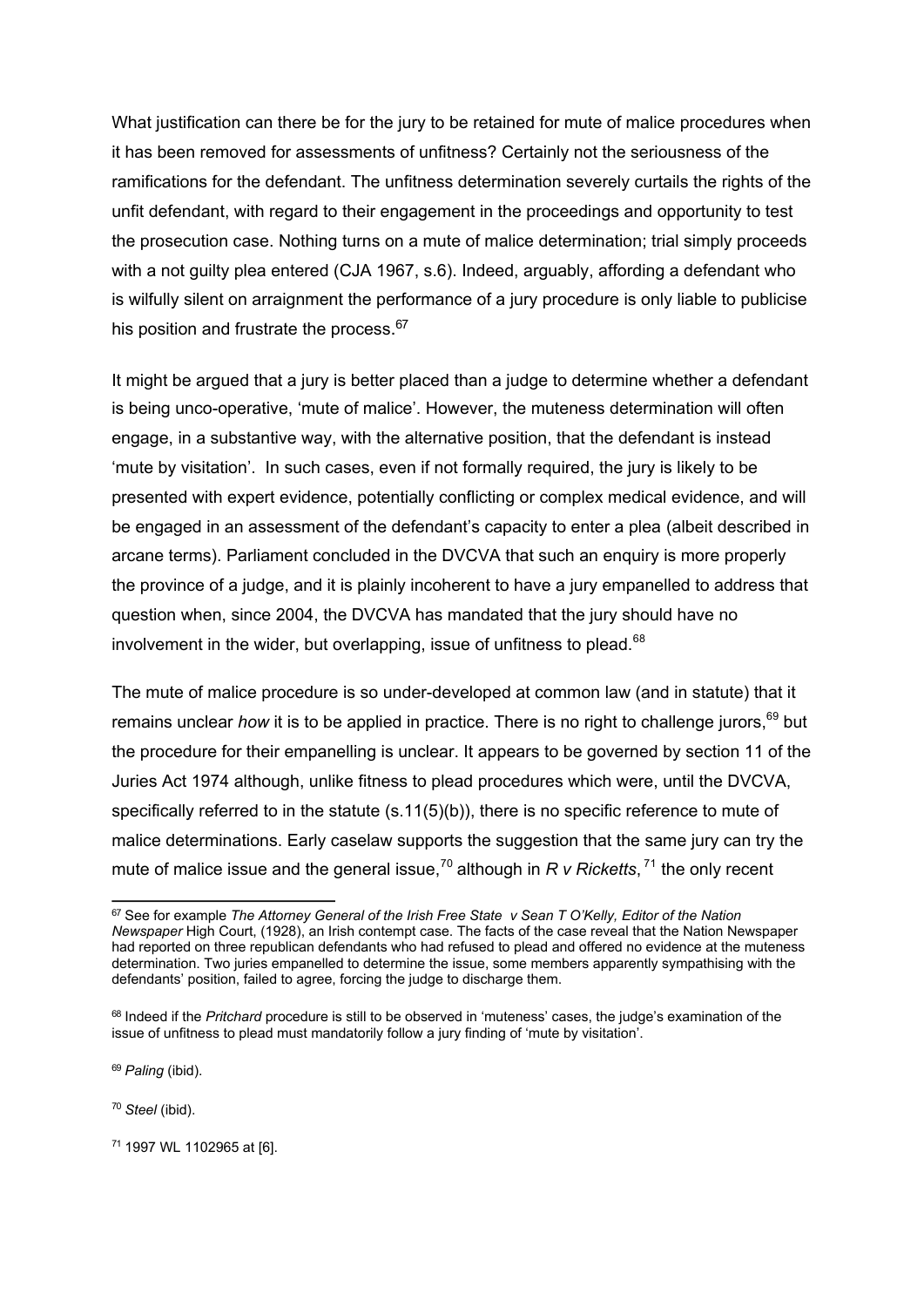What justification can there be for the jury to be retained for mute of malice procedures when it has been removed for assessments of unfitness? Certainly not the seriousness of the ramifications for the defendant. The unfitness determination severely curtails the rights of the unfit defendant, with regard to their engagement in the proceedings and opportunity to test the prosecution case. Nothing turns on a mute of malice determination; trial simply proceeds with a not guilty plea entered (CJA 1967, s.6). Indeed, arguably, affording a defendant who is wilfully silent on arraignment the performance of a jury procedure is only liable to publicise his position and frustrate the process.[67]

It might be argued that a jury is better placed than a judge to determine whether a defendant is being unco-operative, 'mute of malice'. However, the muteness determination will often engage, in a substantive way, with the alternative position, that the defendant is instead 'mute by visitation'. In such cases, even if not formally required, the jury is likely to be presented with expert evidence, potentially conflicting or complex medical evidence, and will be engaged in an assessment of the defendant's capacity to enter a plea (albeit described in arcane terms). Parliament concluded in the DVCVA that such an enquiry is more properly the province of a judge, and it is plainly incoherent to have a jury empanelled to address that question when, since 2004, the DVCVA has mandated that the jury should have no involvement in the wider, but overlapping, issue of unfitness to plead.[68]

The mute of malice procedure is so under-developed at common law (and in statute) that it remains unclear *how* it is to be applied in practice. There is no right to challenge jurors,[69] but the procedure for their empanelling is unclear. It appears to be governed by section 11 of the Juries Act 1974 although, unlike fitness to plead procedures which were, until the DVCVA, specifically referred to in the statute (s.11(5)(b)), there is no specific reference to mute of malice determinations. Early caselaw supports the suggestion that the same jury can try the mute of malice issue and the general issue,[70] although in *R v Ricketts*,[71] the only recent

---

[67] See for example *The Attorney General of the Irish Free State v Sean T O'Kelly, Editor of the Nation Newspaper* High Court, (1928), an Irish contempt case. The facts of the case reveal that the Nation Newspaper had reported on three republican defendants who had refused to plead and offered no evidence at the muteness determination. Two juries empanelled to determine the issue, some members apparently sympathising with the defendants' position, failed to agree, forcing the judge to discharge them.

[68] Indeed if the *Pritchard* procedure is still to be observed in 'muteness' cases, the judge's examination of the issue of unfitness to plead must mandatorily follow a jury finding of 'mute by visitation'.

[69] *Paling* (ibid).

[70] *Steel* (ibid).

[71] 1997 WL 1102965 at [6].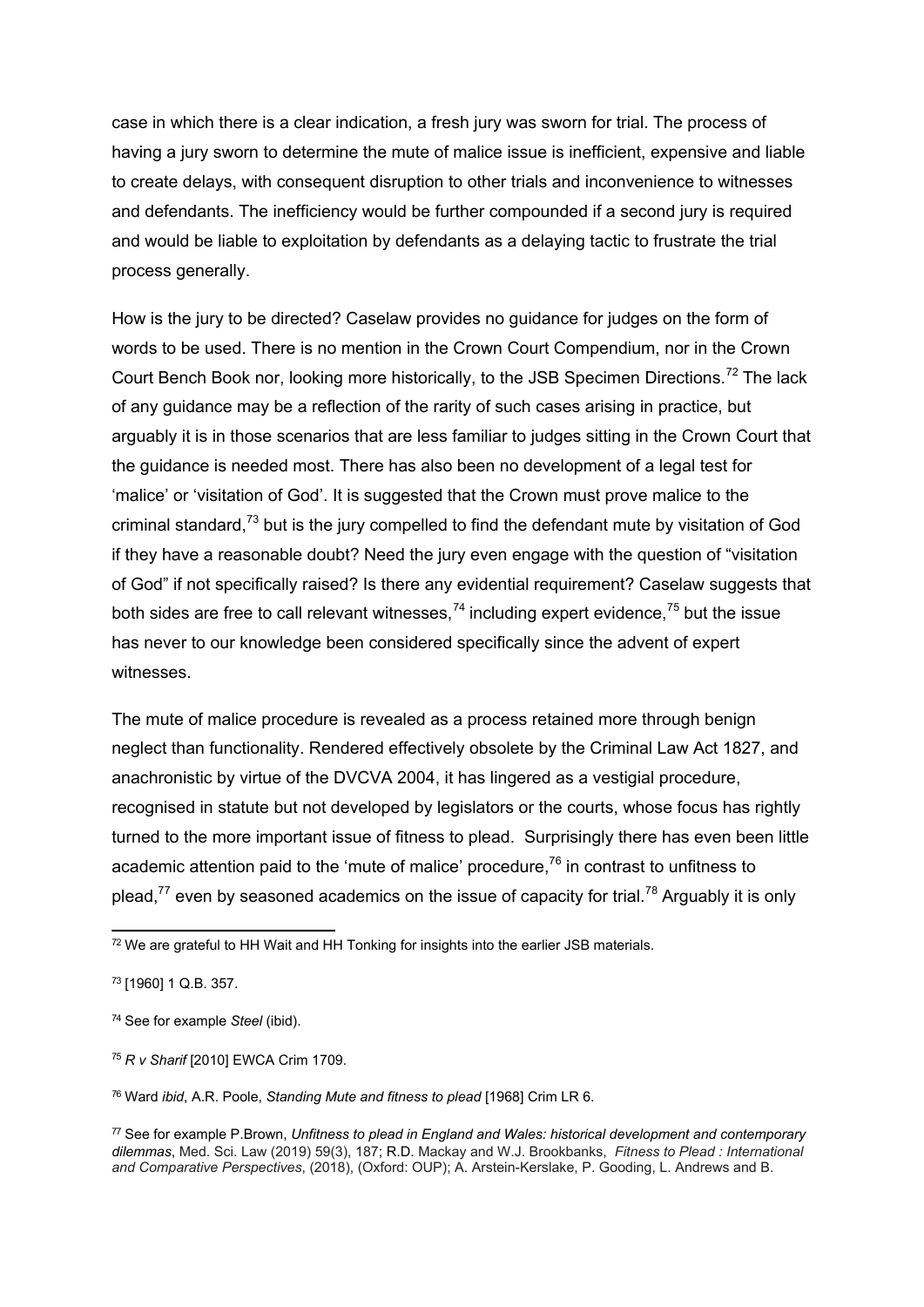case in which there is a clear indication, a fresh jury was sworn for trial. The process of having a jury sworn to determine the mute of malice issue is inefficient, expensive and liable to create delays, with consequent disruption to other trials and inconvenience to witnesses and defendants. The inefficiency would be further compounded if a second jury is required and would be liable to exploitation by defendants as a delaying tactic to frustrate the trial process generally.

How is the jury to be directed? Caselaw provides no guidance for judges on the form of words to be used. There is no mention in the Crown Court Compendium, nor in the Crown Court Bench Book nor, looking more historically, to the JSB Specimen Directions.[72] The lack of any guidance may be a reflection of the rarity of such cases arising in practice, but arguably it is in those scenarios that are less familiar to judges sitting in the Crown Court that the guidance is needed most. There has also been no development of a legal test for 'malice' or 'visitation of God'. It is suggested that the Crown must prove malice to the criminal standard,[73] but is the jury compelled to find the defendant mute by visitation of God if they have a reasonable doubt? Need the jury even engage with the question of "visitation of God" if not specifically raised? Is there any evidential requirement? Caselaw suggests that both sides are free to call relevant witnesses,[74] including expert evidence,[75] but the issue has never to our knowledge been considered specifically since the advent of expert witnesses.

The mute of malice procedure is revealed as a process retained more through benign neglect than functionality. Rendered effectively obsolete by the Criminal Law Act 1827, and anachronistic by virtue of the DVCVA 2004, it has lingered as a vestigial procedure, recognised in statute but not developed by legislators or the courts, whose focus has rightly turned to the more important issue of fitness to plead. Surprisingly there has even been little academic attention paid to the 'mute of malice' procedure,[76] in contrast to unfitness to plead,[77] even by seasoned academics on the issue of capacity for trial.[78] Arguably it is only

---

[72] We are grateful to HH Wait and HH Tonking for insights into the earlier JSB materials.

[73] [1960] 1 Q.B. 357.

[74] See for example *Steel* (ibid).

[75] *R v Sharif* [2010] EWCA Crim 1709.

[76] Ward *ibid*, A.R. Poole, *Standing Mute and fitness to plead* [1968] Crim LR 6.

[77] See for example P.Brown, *Unfitness to plead in England and Wales: historical development and contemporary dilemmas*, Med. Sci. Law (2019) 59(3), 187; R.D. Mackay and W.J. Brookbanks, *Fitness to Plead : International and Comparative Perspectives*, (2018), (Oxford: OUP); A. Arstein-Kerslake, P. Gooding, L. Andrews and B.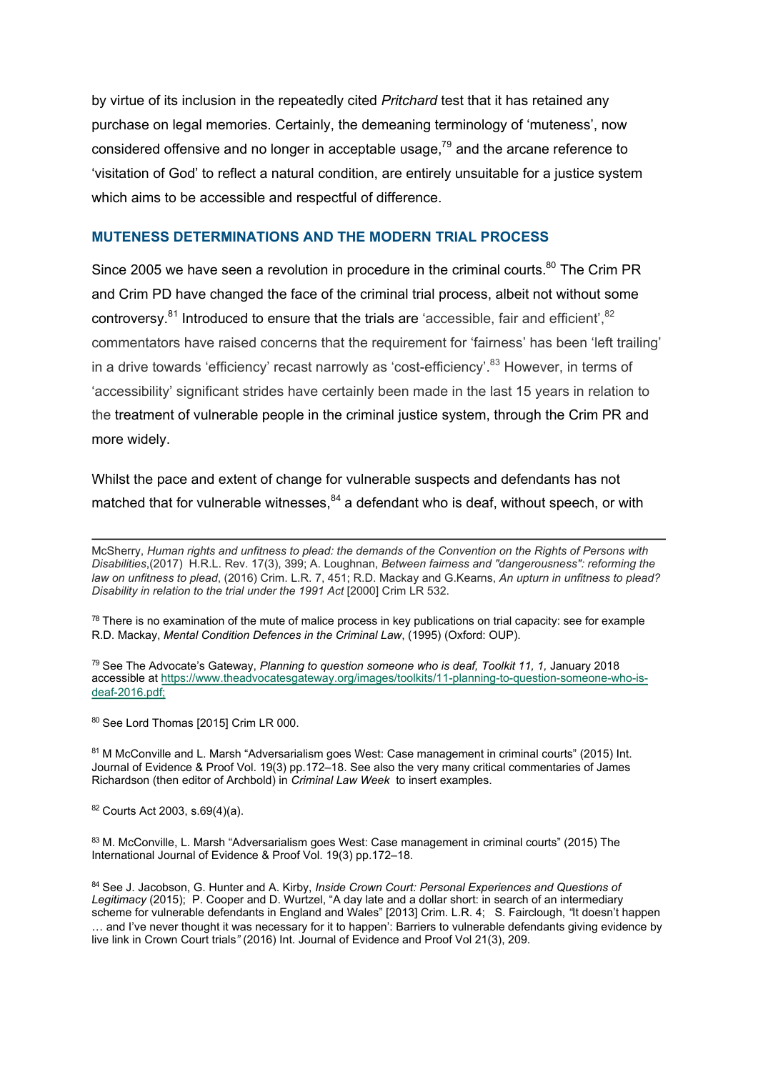by virtue of its inclusion in the repeatedly cited *Pritchard* test that it has retained any purchase on legal memories. Certainly, the demeaning terminology of 'muteness', now considered offensive and no longer in acceptable usage,[79] and the arcane reference to 'visitation of God' to reflect a natural condition, are entirely unsuitable for a justice system which aims to be accessible and respectful of difference.

## MUTENESS DETERMINATIONS AND THE MODERN TRIAL PROCESS

Since 2005 we have seen a revolution in procedure in the criminal courts.[80] The Crim PR and Crim PD have changed the face of the criminal trial process, albeit not without some controversy.[81] Introduced to ensure that the trials are 'accessible, fair and efficient',[82] commentators have raised concerns that the requirement for 'fairness' has been 'left trailing' in a drive towards 'efficiency' recast narrowly as 'cost-efficiency'.[83] However, in terms of 'accessibility' significant strides have certainly been made in the last 15 years in relation to the treatment of vulnerable people in the criminal justice system, through the Crim PR and more widely.

Whilst the pace and extent of change for vulnerable suspects and defendants has not matched that for vulnerable witnesses,[84] a defendant who is deaf, without speech, or with

---

McSherry, *Human rights and unfitness to plead: the demands of the Convention on the Rights of Persons with Disabilities*,(2017) H.R.L. Rev. 17(3), 399; A. Loughnan, *Between fairness and "dangerousness": reforming the law on unfitness to plead*, (2016) Crim. L.R. 7, 451; R.D. Mackay and G.Kearns, *An upturn in unfitness to plead? Disability in relation to the trial under the 1991 Act* [2000] Crim LR 532.

[78] There is no examination of the mute of malice process in key publications on trial capacity: see for example R.D. Mackay, *Mental Condition Defences in the Criminal Law*, (1995) (Oxford: OUP).

[79] See The Advocate's Gateway, *Planning to question someone who is deaf, Toolkit 11, 1,* January 2018 accessible at https://www.theadvocatesgateway.org/images/toolkits/11-planning-to-question-someone-who-is-deaf-2016.pdf;

[80] See Lord Thomas [2015] Crim LR 000.

[81] M McConville and L. Marsh "Adversarialism goes West: Case management in criminal courts" (2015) Int. Journal of Evidence & Proof Vol. 19(3) pp.172–18. See also the very many critical commentaries of James Richardson (then editor of Archbold) in *Criminal Law Week* to insert examples.

[82] Courts Act 2003, s.69(4)(a).

[83] M. McConville, L. Marsh "Adversarialism goes West: Case management in criminal courts" (2015) The International Journal of Evidence & Proof Vol. 19(3) pp.172–18.

[84] See J. Jacobson, G. Hunter and A. Kirby, *Inside Crown Court: Personal Experiences and Questions of Legitimacy* (2015); P. Cooper and D. Wurtzel, "A day late and a dollar short: in search of an intermediary scheme for vulnerable defendants in England and Wales" [2013] Crim. L.R. 4; S. Fairclough, "It doesn't happen … and I've never thought it was necessary for it to happen': Barriers to vulnerable defendants giving evidence by live link in Crown Court trials" (2016) Int. Journal of Evidence and Proof Vol 21(3), 209.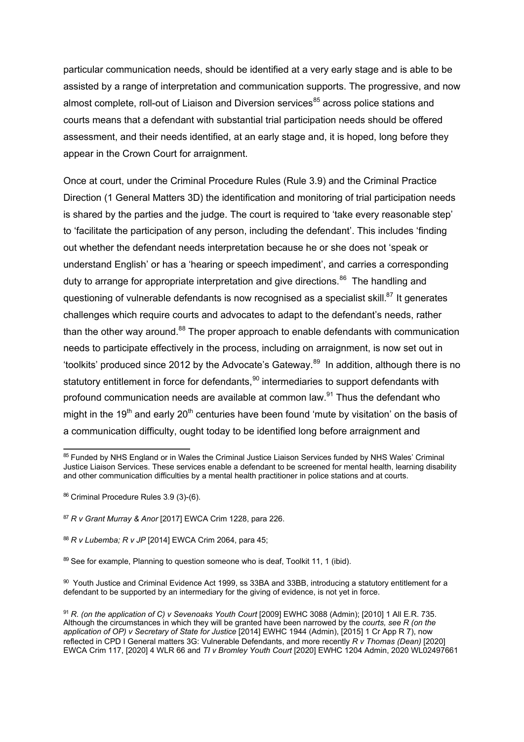particular communication needs, should be identified at a very early stage and is able to be assisted by a range of interpretation and communication supports. The progressive, and now almost complete, roll-out of Liaison and Diversion services[85] across police stations and courts means that a defendant with substantial trial participation needs should be offered assessment, and their needs identified, at an early stage and, it is hoped, long before they appear in the Crown Court for arraignment.

Once at court, under the Criminal Procedure Rules (Rule 3.9) and the Criminal Practice Direction (1 General Matters 3D) the identification and monitoring of trial participation needs is shared by the parties and the judge. The court is required to 'take every reasonable step' to 'facilitate the participation of any person, including the defendant'. This includes 'finding out whether the defendant needs interpretation because he or she does not 'speak or understand English' or has a 'hearing or speech impediment', and carries a corresponding duty to arrange for appropriate interpretation and give directions.[86] The handling and questioning of vulnerable defendants is now recognised as a specialist skill.[87] It generates challenges which require courts and advocates to adapt to the defendant's needs, rather than the other way around.[88] The proper approach to enable defendants with communication needs to participate effectively in the process, including on arraignment, is now set out in 'toolkits' produced since 2012 by the Advocate's Gateway.[89] In addition, although there is no statutory entitlement in force for defendants,[90] intermediaries to support defendants with profound communication needs are available at common law.[91] Thus the defendant who might in the 19th and early 20th centuries have been found 'mute by visitation' on the basis of a communication difficulty, ought today to be identified long before arraignment and

---

[85] Funded by NHS England or in Wales the Criminal Justice Liaison Services funded by NHS Wales' Criminal Justice Liaison Services. These services enable a defendant to be screened for mental health, learning disability and other communication difficulties by a mental health practitioner in police stations and at courts.

[86] Criminal Procedure Rules 3.9 (3)-(6).

[87] *R v Grant Murray & Anor* [2017] EWCA Crim 1228, para 226.

[88] *R v Lubemba; R v JP* [2014] EWCA Crim 2064, para 45;

[89] See for example, Planning to question someone who is deaf, Toolkit 11, 1 (ibid).

[90] Youth Justice and Criminal Evidence Act 1999, ss 33BA and 33BB, introducing a statutory entitlement for a defendant to be supported by an intermediary for the giving of evidence, is not yet in force.

[91] *R. (on the application of C) v Sevenoaks Youth Court* [2009] EWHC 3088 (Admin); [2010] 1 All E.R. 735. Although the circumstances in which they will be granted have been narrowed by the *courts, see R (on the application of OP) v Secretary of State for Justice* [2014] EWHC 1944 (Admin), [2015] 1 Cr App R 7), now reflected in CPD I General matters 3G: Vulnerable Defendants, and more recently *R v Thomas (Dean)* [2020] EWCA Crim 117, [2020] 4 WLR 66 and *TI v Bromley Youth Court* [2020] EWHC 1204 Admin, 2020 WL02497661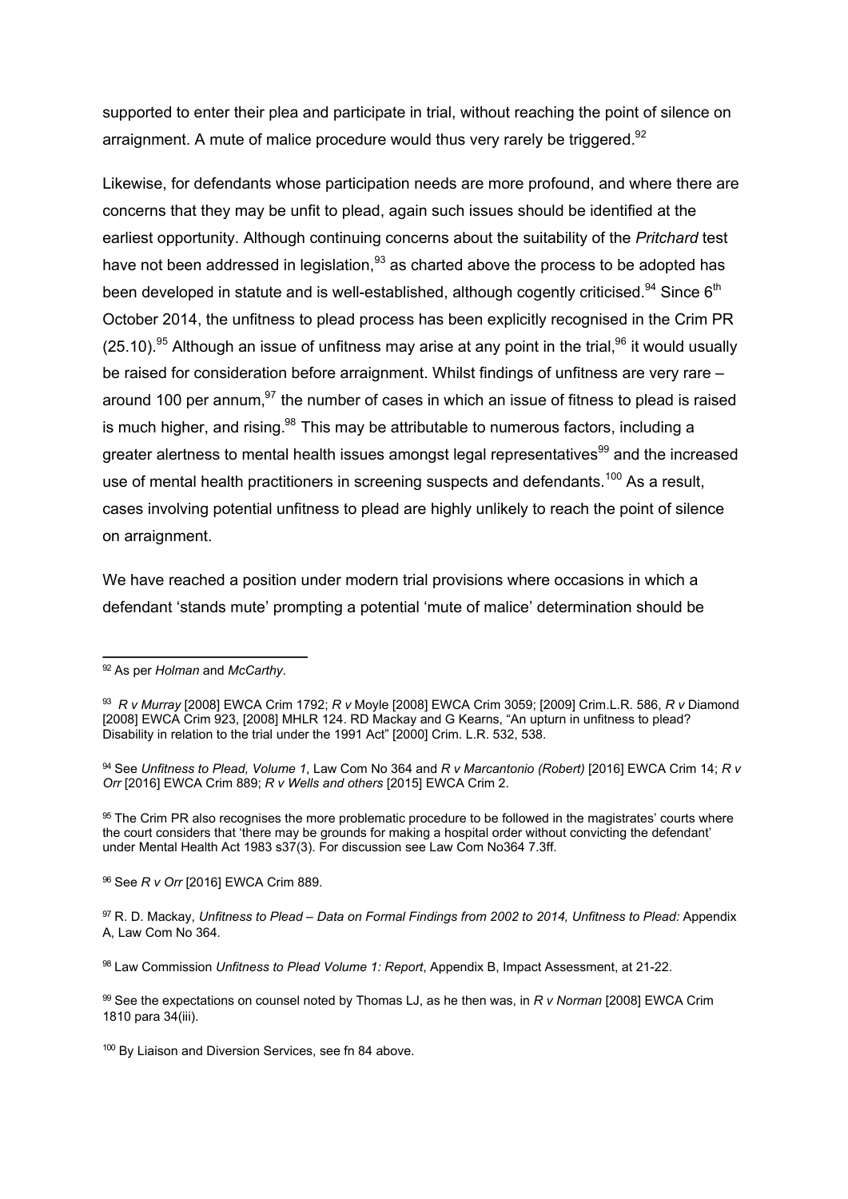supported to enter their plea and participate in trial, without reaching the point of silence on arraignment. A mute of malice procedure would thus very rarely be triggered.[92]

Likewise, for defendants whose participation needs are more profound, and where there are concerns that they may be unfit to plead, again such issues should be identified at the earliest opportunity. Although continuing concerns about the suitability of the *Pritchard* test have not been addressed in legislation,[93] as charted above the process to be adopted has been developed in statute and is well-established, although cogently criticised.[94] Since 6th October 2014, the unfitness to plead process has been explicitly recognised in the Crim PR (25.10).[95] Although an issue of unfitness may arise at any point in the trial,[96] it would usually be raised for consideration before arraignment. Whilst findings of unfitness are very rare – around 100 per annum,[97] the number of cases in which an issue of fitness to plead is raised is much higher, and rising.[98] This may be attributable to numerous factors, including a greater alertness to mental health issues amongst legal representatives[99] and the increased use of mental health practitioners in screening suspects and defendants.[100] As a result, cases involving potential unfitness to plead are highly unlikely to reach the point of silence on arraignment.

We have reached a position under modern trial provisions where occasions in which a defendant 'stands mute' prompting a potential 'mute of malice' determination should be

---

92 As per *Holman* and *McCarthy*.

93 *R v Murray* [2008] EWCA Crim 1792; *R v* Moyle [2008] EWCA Crim 3059; [2009] Crim.L.R. 586, *R v* Diamond [2008] EWCA Crim 923, [2008] MHLR 124. RD Mackay and G Kearns, "An upturn in unfitness to plead? Disability in relation to the trial under the 1991 Act" [2000] Crim. L.R. 532, 538.

94 See *Unfitness to Plead, Volume 1*, Law Com No 364 and *R v Marcantonio (Robert)* [2016] EWCA Crim 14; *R v Orr* [2016] EWCA Crim 889; *R v Wells and others* [2015] EWCA Crim 2.

95 The Crim PR also recognises the more problematic procedure to be followed in the magistrates' courts where the court considers that 'there may be grounds for making a hospital order without convicting the defendant' under Mental Health Act 1983 s37(3). For discussion see Law Com No364 7.3ff.

96 See *R v Orr* [2016] EWCA Crim 889.

97 R. D. Mackay, *Unfitness to Plead – Data on Formal Findings from 2002 to 2014, Unfitness to Plead:* Appendix A, Law Com No 364.

98 Law Commission *Unfitness to Plead Volume 1: Report*, Appendix B, Impact Assessment, at 21-22.

99 See the expectations on counsel noted by Thomas LJ, as he then was, in *R v Norman* [2008] EWCA Crim 1810 para 34(iii).

100 By Liaison and Diversion Services, see fn 84 above.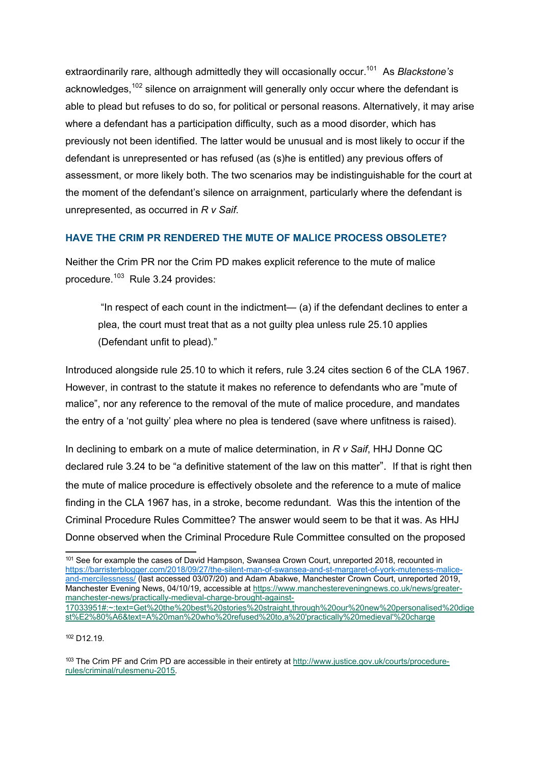extraordinarily rare, although admittedly they will occasionally occur.[101] As *Blackstone's* acknowledges,[102] silence on arraignment will generally only occur where the defendant is able to plead but refuses to do so, for political or personal reasons. Alternatively, it may arise where a defendant has a participation difficulty, such as a mood disorder, which has previously not been identified. The latter would be unusual and is most likely to occur if the defendant is unrepresented or has refused (as (s)he is entitled) any previous offers of assessment, or more likely both. The two scenarios may be indistinguishable for the court at the moment of the defendant's silence on arraignment, particularly where the defendant is unrepresented, as occurred in *R v Saif*.

## HAVE THE CRIM PR RENDERED THE MUTE OF MALICE PROCESS OBSOLETE?

Neither the Crim PR nor the Crim PD makes explicit reference to the mute of malice procedure.[103] Rule 3.24 provides:

> "In respect of each count in the indictment— (a) if the defendant declines to enter a plea, the court must treat that as a not guilty plea unless rule 25.10 applies (Defendant unfit to plead)."

Introduced alongside rule 25.10 to which it refers, rule 3.24 cites section 6 of the CLA 1967. However, in contrast to the statute it makes no reference to defendants who are "mute of malice", nor any reference to the removal of the mute of malice procedure, and mandates the entry of a 'not guilty' plea where no plea is tendered (save where unfitness is raised).

In declining to embark on a mute of malice determination, in *R v Saif*, HHJ Donne QC declared rule 3.24 to be "a definitive statement of the law on this matter". If that is right then the mute of malice procedure is effectively obsolete and the reference to a mute of malice finding in the CLA 1967 has, in a stroke, become redundant. Was this the intention of the Criminal Procedure Rules Committee? The answer would seem to be that it was. As HHJ Donne observed when the Criminal Procedure Rule Committee consulted on the proposed

---

[101] See for example the cases of David Hampson, Swansea Crown Court, unreported 2018, recounted in https://barristerblogger.com/2018/09/27/the-silent-man-of-swansea-and-st-margaret-of-york-muteness-malice-and-mercilessness/ (last accessed 03/07/20) and Adam Abakwe, Manchester Crown Court, unreported 2019, Manchester Evening News, 04/10/19, accessible at https://www.manchestereveningnews.co.uk/news/greater-manchester-news/practically-medieval-charge-brought-against-17033951#:~:text=Get%20the%20best%20stories%20straight,through%20our%20new%20personalised%20digest%E2%80%A6&text=A%20man%20who%20refused%20to,a%20'practically%20medieval'%20charge

[102] D12.19.

[103] The Crim PF and Crim PD are accessible in their entirety at http://www.justice.gov.uk/courts/procedure-rules/criminal/rulesmenu-2015.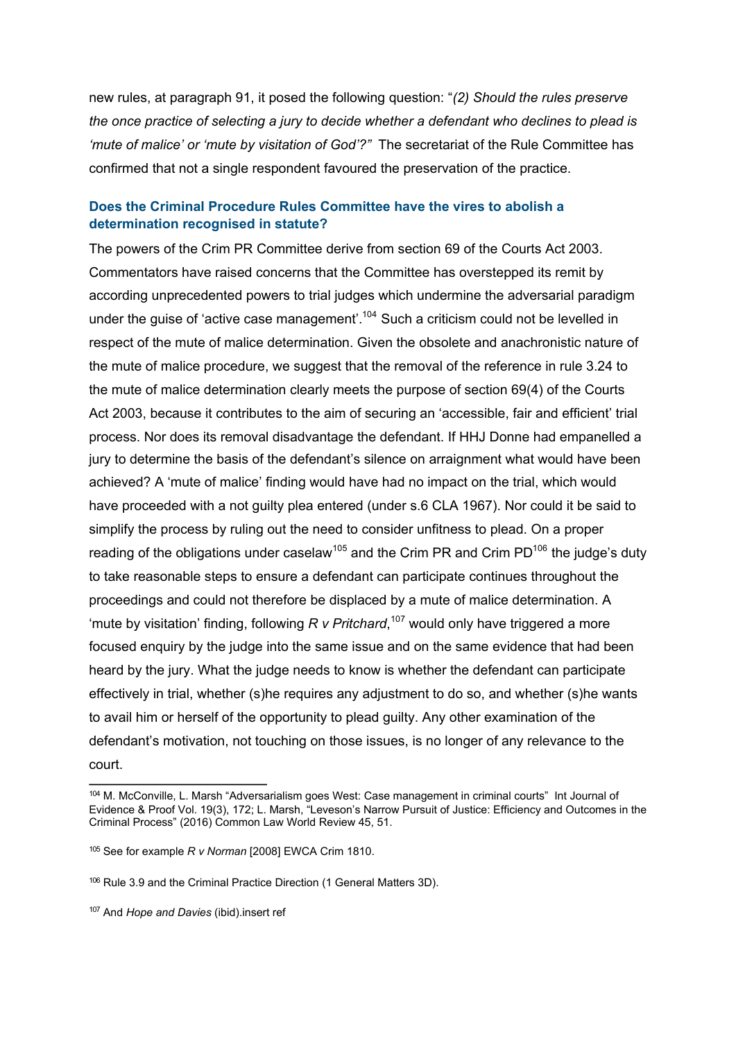new rules, at paragraph 91, it posed the following question: "*(2) Should the rules preserve the once practice of selecting a jury to decide whether a defendant who declines to plead is 'mute of malice' or 'mute by visitation of God'?"* The secretariat of the Rule Committee has confirmed that not a single respondent favoured the preservation of the practice.

### Does the Criminal Procedure Rules Committee have the vires to abolish a determination recognised in statute?

The powers of the Crim PR Committee derive from section 69 of the Courts Act 2003. Commentators have raised concerns that the Committee has overstepped its remit by according unprecedented powers to trial judges which undermine the adversarial paradigm under the guise of 'active case management'.[104] Such a criticism could not be levelled in respect of the mute of malice determination. Given the obsolete and anachronistic nature of the mute of malice procedure, we suggest that the removal of the reference in rule 3.24 to the mute of malice determination clearly meets the purpose of section 69(4) of the Courts Act 2003, because it contributes to the aim of securing an 'accessible, fair and efficient' trial process. Nor does its removal disadvantage the defendant. If HHJ Donne had empanelled a jury to determine the basis of the defendant's silence on arraignment what would have been achieved? A 'mute of malice' finding would have had no impact on the trial, which would have proceeded with a not guilty plea entered (under s.6 CLA 1967). Nor could it be said to simplify the process by ruling out the need to consider unfitness to plead. On a proper reading of the obligations under caselaw[105] and the Crim PR and Crim PD[106] the judge's duty to take reasonable steps to ensure a defendant can participate continues throughout the proceedings and could not therefore be displaced by a mute of malice determination. A 'mute by visitation' finding, following *R v Pritchard*,[107] would only have triggered a more focused enquiry by the judge into the same issue and on the same evidence that had been heard by the jury. What the judge needs to know is whether the defendant can participate effectively in trial, whether (s)he requires any adjustment to do so, and whether (s)he wants to avail him or herself of the opportunity to plead guilty. Any other examination of the defendant's motivation, not touching on those issues, is no longer of any relevance to the court.

---

[104] M. McConville, L. Marsh "Adversarialism goes West: Case management in criminal courts" Int Journal of Evidence & Proof Vol. 19(3), 172; L. Marsh, "Leveson's Narrow Pursuit of Justice: Efficiency and Outcomes in the Criminal Process" (2016) Common Law World Review 45, 51.

[105] See for example *R v Norman* [2008] EWCA Crim 1810.

[106] Rule 3.9 and the Criminal Practice Direction (1 General Matters 3D).

[107] And *Hope and Davies* (ibid).insert ref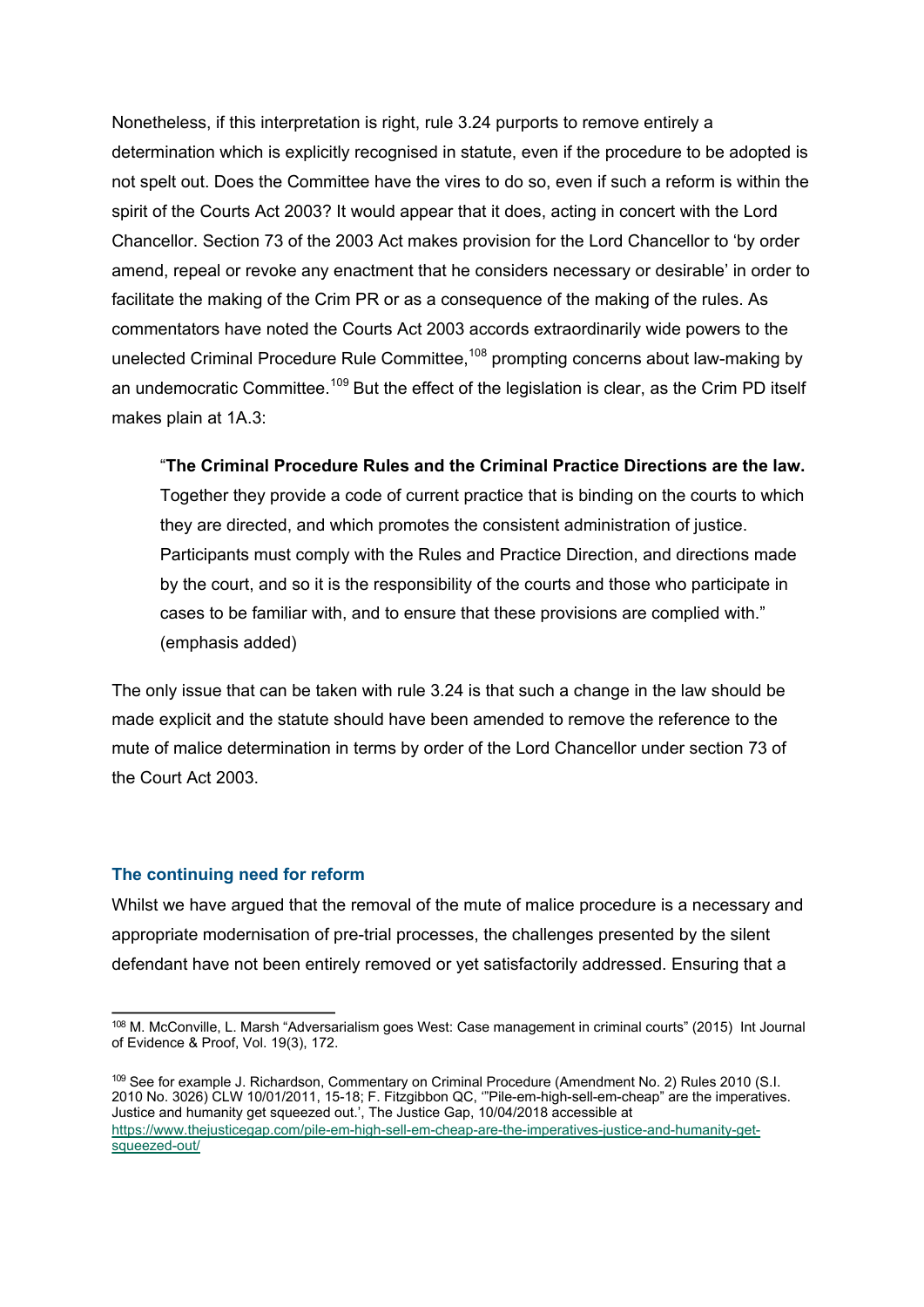Nonetheless, if this interpretation is right, rule 3.24 purports to remove entirely a determination which is explicitly recognised in statute, even if the procedure to be adopted is not spelt out. Does the Committee have the vires to do so, even if such a reform is within the spirit of the Courts Act 2003? It would appear that it does, acting in concert with the Lord Chancellor. Section 73 of the 2003 Act makes provision for the Lord Chancellor to 'by order amend, repeal or revoke any enactment that he considers necessary or desirable' in order to facilitate the making of the Crim PR or as a consequence of the making of the rules. As commentators have noted the Courts Act 2003 accords extraordinarily wide powers to the unelected Criminal Procedure Rule Committee,[108] prompting concerns about law-making by an undemocratic Committee.[109] But the effect of the legislation is clear, as the Crim PD itself makes plain at 1A.3:

> "**The Criminal Procedure Rules and the Criminal Practice Directions are the law.** Together they provide a code of current practice that is binding on the courts to which they are directed, and which promotes the consistent administration of justice. Participants must comply with the Rules and Practice Direction, and directions made by the court, and so it is the responsibility of the courts and those who participate in cases to be familiar with, and to ensure that these provisions are complied with." (emphasis added)

The only issue that can be taken with rule 3.24 is that such a change in the law should be made explicit and the statute should have been amended to remove the reference to the mute of malice determination in terms by order of the Lord Chancellor under section 73 of the Court Act 2003.

### The continuing need for reform

Whilst we have argued that the removal of the mute of malice procedure is a necessary and appropriate modernisation of pre-trial processes, the challenges presented by the silent defendant have not been entirely removed or yet satisfactorily addressed. Ensuring that a

---

[108] M. McConville, L. Marsh "Adversarialism goes West: Case management in criminal courts" (2015) Int Journal of Evidence & Proof, Vol. 19(3), 172.

[109] See for example J. Richardson, Commentary on Criminal Procedure (Amendment No. 2) Rules 2010 (S.I. 2010 No. 3026) CLW 10/01/2011, 15-18; F. Fitzgibbon QC, '"Pile-em-high-sell-em-cheap" are the imperatives. Justice and humanity get squeezed out.', The Justice Gap, 10/04/2018 accessible at https://www.thejusticegap.com/pile-em-high-sell-em-cheap-are-the-imperatives-justice-and-humanity-get-squeezed-out/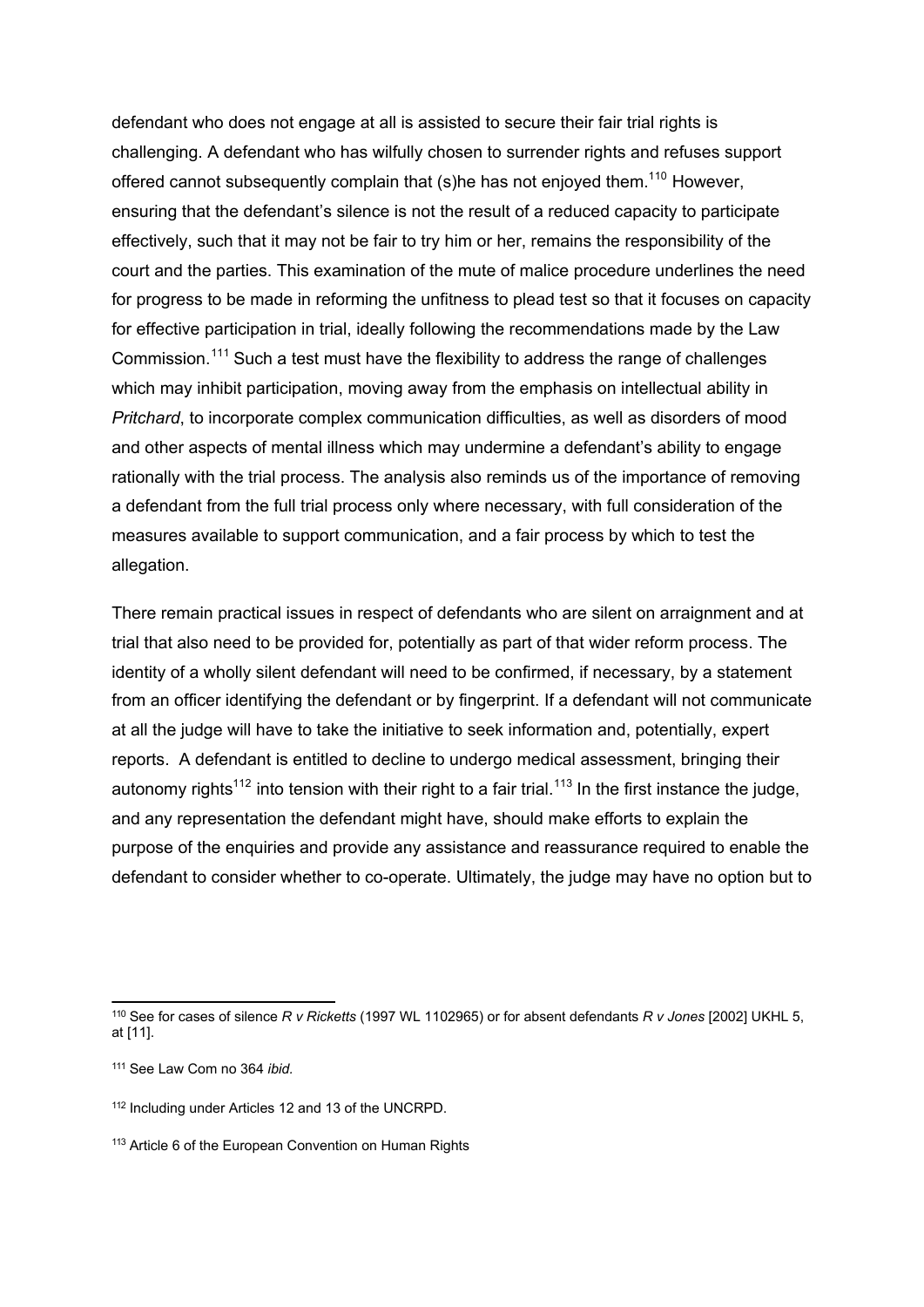defendant who does not engage at all is assisted to secure their fair trial rights is challenging. A defendant who has wilfully chosen to surrender rights and refuses support offered cannot subsequently complain that (s)he has not enjoyed them.[110] However, ensuring that the defendant's silence is not the result of a reduced capacity to participate effectively, such that it may not be fair to try him or her, remains the responsibility of the court and the parties. This examination of the mute of malice procedure underlines the need for progress to be made in reforming the unfitness to plead test so that it focuses on capacity for effective participation in trial, ideally following the recommendations made by the Law Commission.[111] Such a test must have the flexibility to address the range of challenges which may inhibit participation, moving away from the emphasis on intellectual ability in *Pritchard*, to incorporate complex communication difficulties, as well as disorders of mood and other aspects of mental illness which may undermine a defendant's ability to engage rationally with the trial process. The analysis also reminds us of the importance of removing a defendant from the full trial process only where necessary, with full consideration of the measures available to support communication, and a fair process by which to test the allegation.

There remain practical issues in respect of defendants who are silent on arraignment and at trial that also need to be provided for, potentially as part of that wider reform process. The identity of a wholly silent defendant will need to be confirmed, if necessary, by a statement from an officer identifying the defendant or by fingerprint. If a defendant will not communicate at all the judge will have to take the initiative to seek information and, potentially, expert reports. A defendant is entitled to decline to undergo medical assessment, bringing their autonomy rights[112] into tension with their right to a fair trial.[113] In the first instance the judge, and any representation the defendant might have, should make efforts to explain the purpose of the enquiries and provide any assistance and reassurance required to enable the defendant to consider whether to co-operate. Ultimately, the judge may have no option but to

---

[110] See for cases of silence *R v Ricketts* (1997 WL 1102965) or for absent defendants *R v Jones* [2002] UKHL 5, at [11].

[111] See Law Com no 364 *ibid.*

[112] Including under Articles 12 and 13 of the UNCRPD.

[113] Article 6 of the European Convention on Human Rights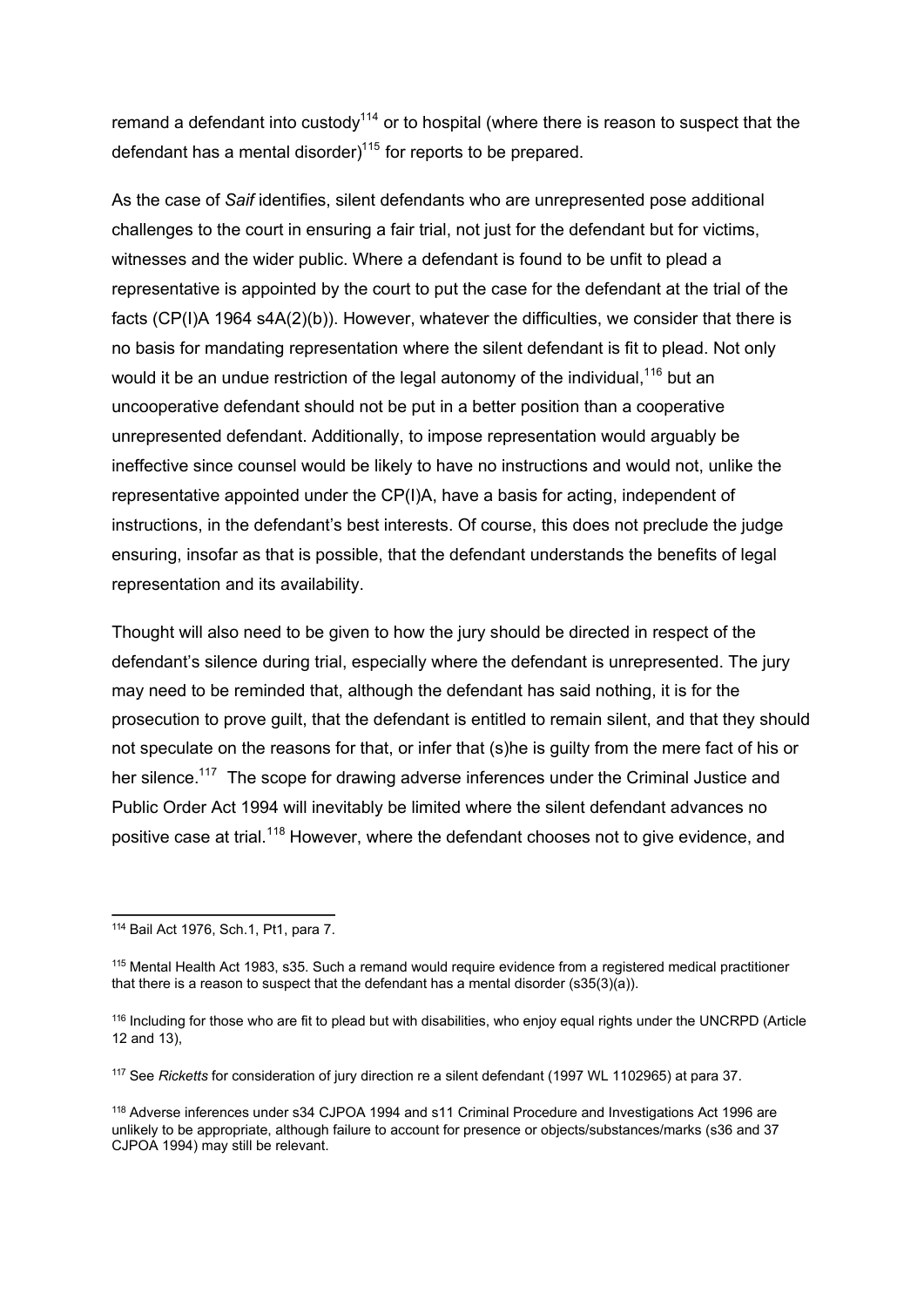remand a defendant into custody[114] or to hospital (where there is reason to suspect that the defendant has a mental disorder)[115] for reports to be prepared.

As the case of *Saif* identifies, silent defendants who are unrepresented pose additional challenges to the court in ensuring a fair trial, not just for the defendant but for victims, witnesses and the wider public. Where a defendant is found to be unfit to plead a representative is appointed by the court to put the case for the defendant at the trial of the facts (CP(I)A 1964 s4A(2)(b)). However, whatever the difficulties, we consider that there is no basis for mandating representation where the silent defendant is fit to plead. Not only would it be an undue restriction of the legal autonomy of the individual,[116] but an uncooperative defendant should not be put in a better position than a cooperative unrepresented defendant. Additionally, to impose representation would arguably be ineffective since counsel would be likely to have no instructions and would not, unlike the representative appointed under the CP(I)A, have a basis for acting, independent of instructions, in the defendant's best interests. Of course, this does not preclude the judge ensuring, insofar as that is possible, that the defendant understands the benefits of legal representation and its availability.

Thought will also need to be given to how the jury should be directed in respect of the defendant's silence during trial, especially where the defendant is unrepresented. The jury may need to be reminded that, although the defendant has said nothing, it is for the prosecution to prove guilt, that the defendant is entitled to remain silent, and that they should not speculate on the reasons for that, or infer that (s)he is guilty from the mere fact of his or her silence.[117] The scope for drawing adverse inferences under the Criminal Justice and Public Order Act 1994 will inevitably be limited where the silent defendant advances no positive case at trial.[118] However, where the defendant chooses not to give evidence, and

---

[114] Bail Act 1976, Sch.1, Pt1, para 7.

[115] Mental Health Act 1983, s35. Such a remand would require evidence from a registered medical practitioner that there is a reason to suspect that the defendant has a mental disorder (s35(3)(a)).

[116] Including for those who are fit to plead but with disabilities, who enjoy equal rights under the UNCRPD (Article 12 and 13),

[117] See *Ricketts* for consideration of jury direction re a silent defendant (1997 WL 1102965) at para 37.

[118] Adverse inferences under s34 CJPOA 1994 and s11 Criminal Procedure and Investigations Act 1996 are unlikely to be appropriate, although failure to account for presence or objects/substances/marks (s36 and 37 CJPOA 1994) may still be relevant.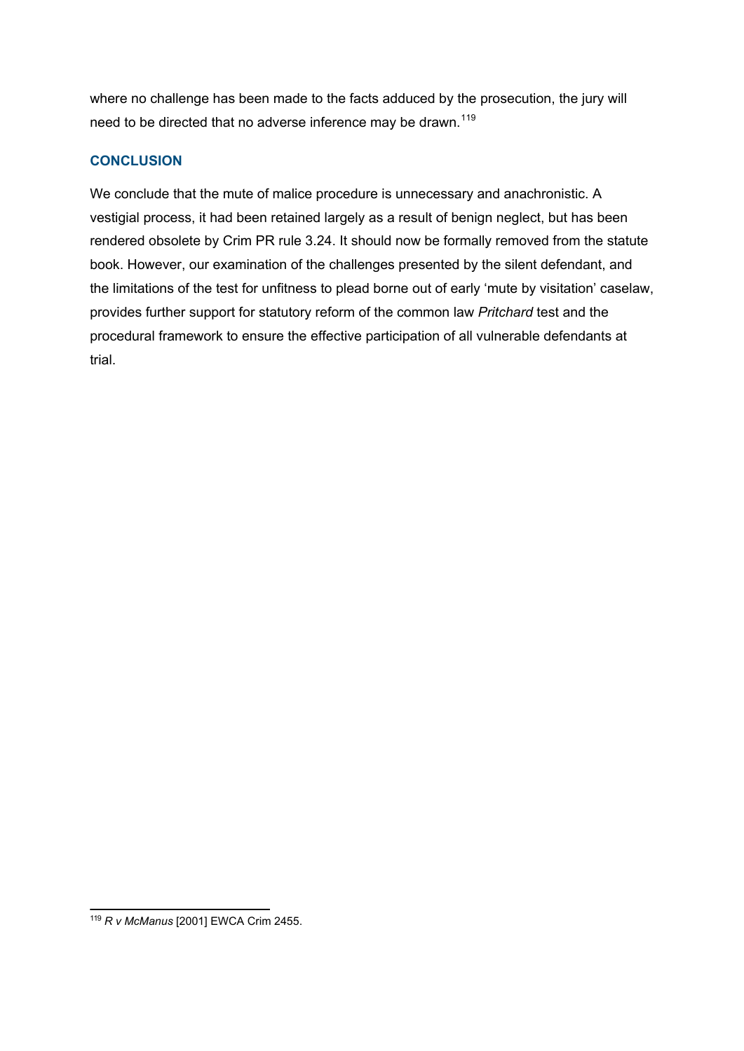where no challenge has been made to the facts adduced by the prosecution, the jury will need to be directed that no adverse inference may be drawn.[119]

## CONCLUSION

We conclude that the mute of malice procedure is unnecessary and anachronistic. A vestigial process, it had been retained largely as a result of benign neglect, but has been rendered obsolete by Crim PR rule 3.24. It should now be formally removed from the statute book. However, our examination of the challenges presented by the silent defendant, and the limitations of the test for unfitness to plead borne out of early 'mute by visitation' caselaw, provides further support for statutory reform of the common law *Pritchard* test and the procedural framework to ensure the effective participation of all vulnerable defendants at trial.

---

[119] *R v McManus* [2001] EWCA Crim 2455.